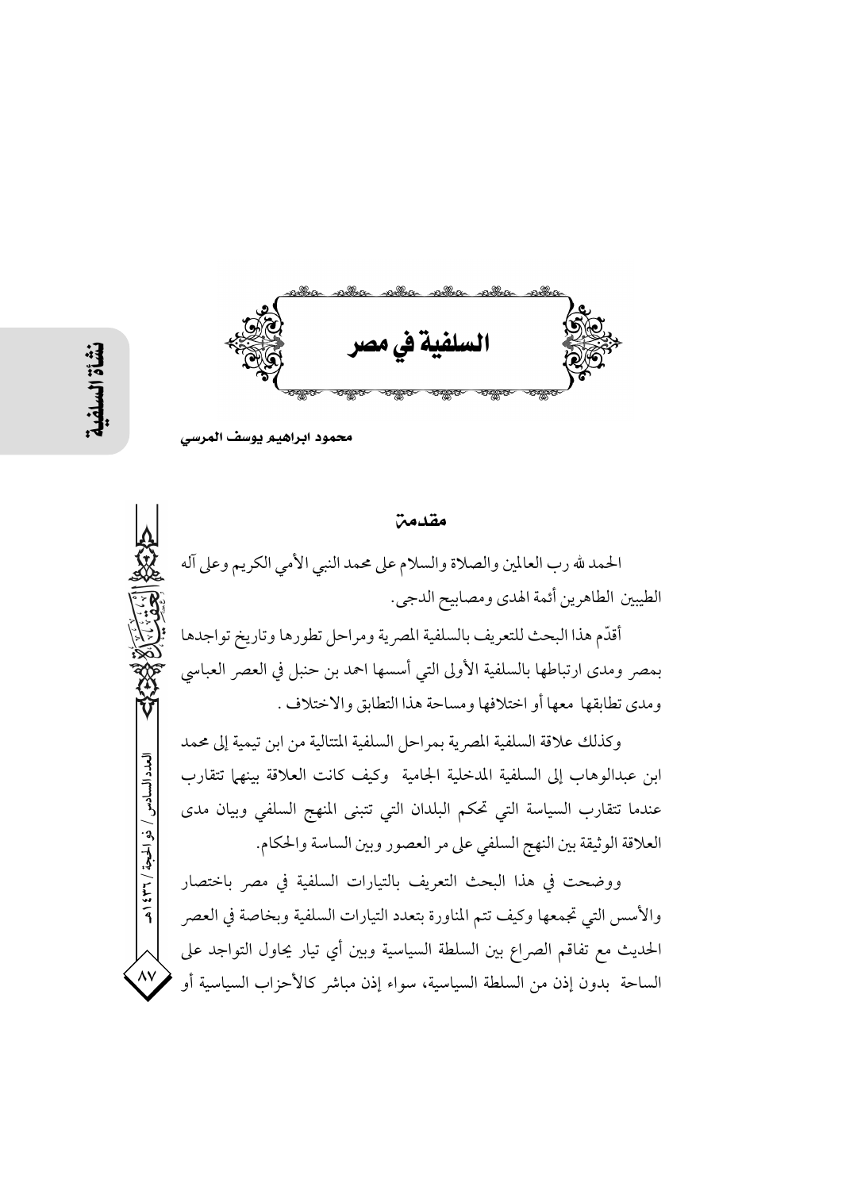# السلفية في مصر

**محمود ابراهيم يوسف المرسي**

## مقدمة

الحمد لله رب العالمين والصلاة والسلام على محمد النبي الأمي الكريم وعلى آله الطيبين الطاهرين أئمة الهدى ومصابيح الدجى.

أقدّم هذا البحث للتعريف بالسلفية المصرية ومراحل تطورها وتاريخ تواجدها بمصر ومدى ارتباطها بالسلفية الأولى التي أسسها احمد بن حنبل في العصر العباسي ومدى تطابقها معها أو اختلافها ومساحة هذا التطابق والاختلاف .

وكذلك علاقة السلفية المصرية بمراحل السلفية المتتالية من ابن تيمية إلى محمد ابن عبدالوهاب إلى السلفية المدخلية الجامية وكيف كانت العلاقة بينهما تتقارب عندما تتقارب السياسة التي تحكم البلدان التي تتبنى المنهج السلفي وبيان مدى العلاقة الوثيقة بين النهج السلفي على مر العصور وبين الساسة والحكام.

ووضحت في هذا البحث التعريف بالتيارات السلفية في مصر باختصار والأسس التي تجمعها وكيف تتم المناورة بتعدد التيارات السلفية وبخاصة في العصر الحديث مع تفاقم الصراع بين السلطة السياسية وبين أي تيار يحاول التواجد على الساحة بدون إذن من السلطة السياسية، سواء إذن مباشر كالأحزاب السياسية أو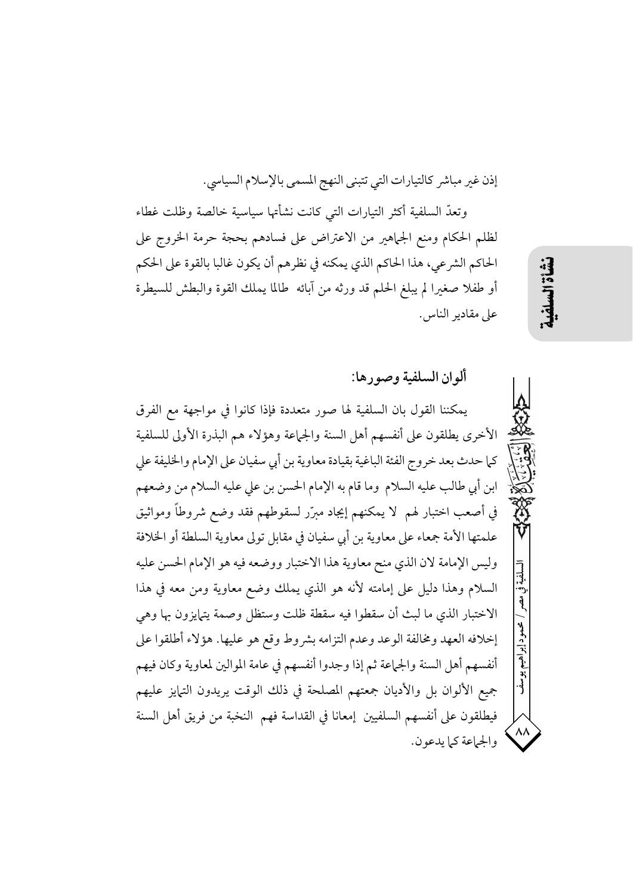إذن غير مباشر كالتيارات التي تتبنى النهج المسمى بالإسلام السياسي.

وتعدّ السلفية أكثر التيارات التي كانت نشأتها سياسية خالصة وظلت غطاء لظلم الحكام ومنع الجماهير من الاعتراض على فسادهم بحجة حرمة الخروج على الحاكم الشرعي، هذا الحاكم الذي يمكنه في نظرهم أن يكون غالبا بالقوة على الحكم أو طفلا صغيرا لم يبلغ الحلم قد ورثه من آبائه طالما يملك القوة والبطش للسيطرة على مقادير الناس.

## ألوان السلفية وصورها:

يمكننا القول بان السلفية لها صور متعددة فإذا كانوا في مواجهة مع الفرق الأخرى يطلقون على أنفسهم أهل السنة والجماعة وهؤلاء هم البذرة الأولى للسلفية كما حدث بعد خروج الفئة الباغية بقيادة معاوية بن أبي سفيان على الإمام والخليفة علي ابن أبي طالب عليه السلام وما قام به الإمام الحسن بن علي عليه السلام من وضعهم في أصعب اختبار لهم لا يمكنهم إيجاد مبرّر لسقوطهم فقد وضع شروطاً ومواثيق علمتها الأمة جمعاء على معاوية بن أبي سفيان في مقابل تولى معاوية السلطة أو الخلافة وليس الإمامة لان الذي منح معاوية هذا الاختبار ووضعه فيه هو الإمام الحسن عليه السلام وهذا دليل على إمامته لأنه هو الذي يملك وضع معاوية ومن معه في هذا الاختبار الذي ما لبث أن سقطوا فيه سقطة ظلت وستظل وصمة يتمايزون بها وهي إخلافه العهد ومخالفة الوعد وعدم التزامه بشروط وقع هو عليها. هؤلاء أطلقوا على أنفسهم أهل السنة والجماعة ثم إذا وجدوا أنفسهم في عامة الموالين لمعاوية وكان فيهم جميع الألوان بل والأديان جمعتهم المصلحة في ذلك الوقت يريدون التمايز عليهم فيطلقون على أنفسهم السلفيين إمعانا في القداسة فهم النخبة من فريق أهل السنة والجماعة كما يدعون.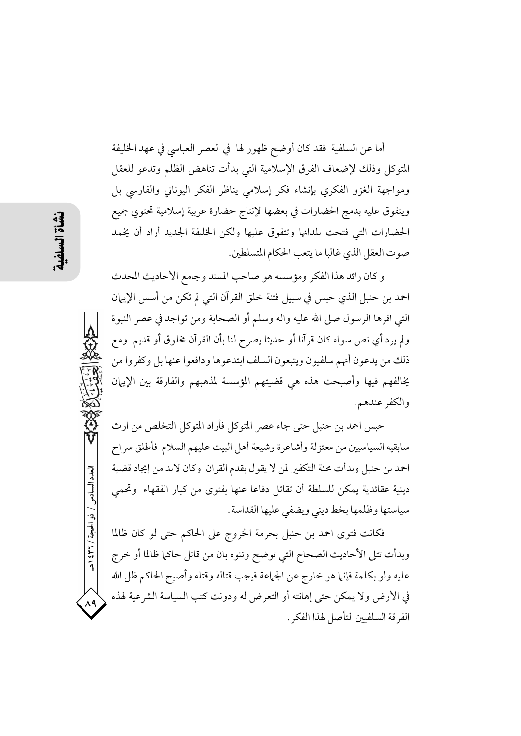أما عن السلفية فقد كان أوضح ظهور لها في العصر العباسي في عهد الخليفة المتوكل وذلك لإضعاف الفرق الإسلامية التي بدأت تناهض الظلم وتدعو للعقل ومواجهة الغزو الفكري بإنشاء فكر إسلامي يناظر الفكر اليوناني والفارسي بل ويتفوق عليه بدمج الحضارات في بعضها لإنتاج حضارة عربية إسلامية تحتوي جميع الحضارات التي فتحت بلدانها وتتفوق عليها ولكن الخليفة الجديد أراد أن يخمد صوت العقل الذي غالبا ما يتعب الحكام المتسلطين.

و كان رائد هذا الفكر ومؤسسه هو صاحب المسند وجامع الأحاديث المحدث احمد بن حنبل الذي حبس في سبيل فتنة خلق القرآن التي لم تكن من أسس الإيمان التي اقرها الرسول صلى الله عليه واله وسلم أو الصحابة ومن تواجد في عصر النبوة ولم يرد أي نص سواء كان قرآنا أو حديثا يصرح لنا بأن القرآن مخلوق أو قديم ومع ذلك من يدعون أنهم سلفيون ويتبعون السلف ابتدعوها ودافعوا عنها بل وكفروا من يخالفهم فيها وأصبحت هذه هي قضيتهم المؤسسة لمذهبهم والفارقة بين الإيمان والكفر عندهم.

حبس احمد بن حنبل حتى جاء عصر المتوكل فأراد المتوكل التخلص من ارث سابقيه السياسيين من معتزلة وأشاعرة وشيعة أهل البيت عليهم السلام فأطلق سراح احمد بن حنبل وبدأت محنة التكفير لمن لا يقول بقدم القران وكان لابد من إيجاد قضية دينية عقائدية يمكن للسلطة أن تقاتل دفاعا عنها بفتوى من كبار الفقهاء وتحمي سياستها وظلمها بخط ديني ويضفي عليها القداسة.

فكانت فتوى احمد بن حنبل بحرمة الخروج على الحاكم حتى لو كان ظالما وبدأت تتلى الأحاديث الصحاح التي توضح وتنوه بان من قاتل حاكما ظالما أو خرج عليه ولو بكلمة فإنما هو خارج عن الجماعة فيجب قتاله وقتله وأصبح الحاكم ظل الله في الأرض ولا يمكن حتى إهانته أو التعرض له ودونت كتب السياسة الشرعية لهذه الفرقة السلفيين لتأصل لهذا الفكر.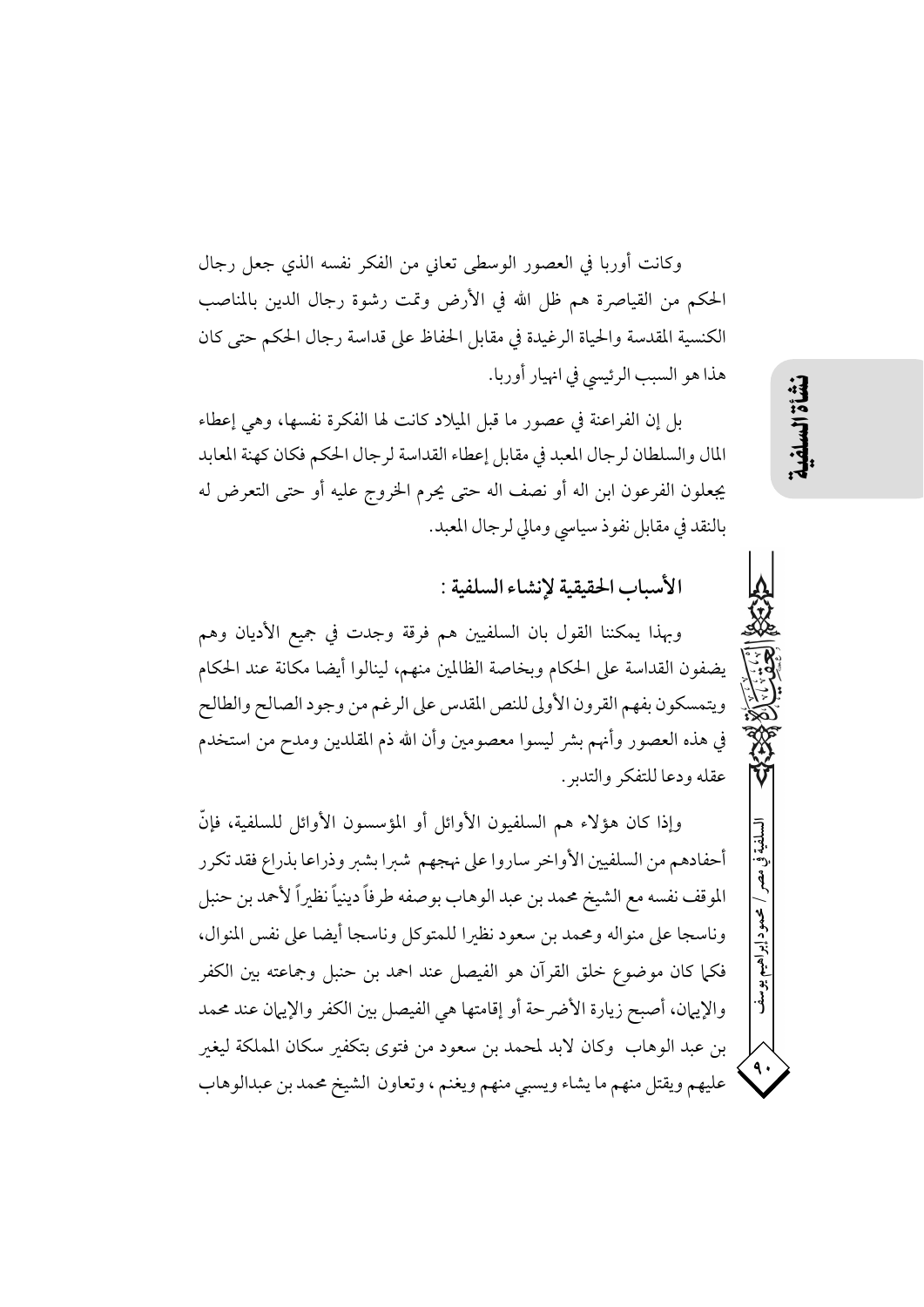وكانت أوربا في العصور الوسطى تعاني من الفكر نفسه الذي جعل رجال الحكم من القياصرة هم ظل الله في الأرض وتمت رشوة رجال الدين بالمناصب الكنسية المقدسة والحياة الرغيدة في مقابل الحفاظ على قداسة رجال الحكم حتى كان هذا هو السبب الرئيسي في انهيار أوربا.

بل إن الفراعنة في عصور ما قبل الميلاد كانت لها الفكرة نفسها، وهي إعطاء المال والسلطان لرجال المعبد في مقابل إعطاء القداسة لرجال الحكم فكان كهنة المعابد يجعلون الفرعون ابن اله أو نصف اله حتى يحرم الخروج عليه أو حتى التعرض له بالنقد في مقابل نفوذ سياسي ومالي لرجال المعبد.

## الأسباب الحقيقية لإنشاء السلفية :

وبهذا يمكننا القول بان السلفيين هم فرقة وجدت في جميع الأديان وهم يضفون القداسة على الحكام وبخاصة الظالمين منهم، لينالوا أيضا مكانة عند الحكام ويتمسكون بفهم القرون الأولى للنص المقدس على الرغم من وجود الصالح والطالح في هذه العصور وأنهم بشر ليسوا معصومين وأن الله ذم المقلدين ومدح من استخدم عقله ودعا للتفكر والتدبر.

وإذا كان هؤلاء هم السلفيون الأوائل أو المؤسسون الأوائل للسلفية، فإنّ أحفادهم من السلفيين الأواخر ساروا على نهجهم شبرا بشبر وذراعا بذراع فقد تكرر الموقف نفسه مع الشيخ محمد بن عبد الوهاب بوصفه طرفاً دينياً نظيراً لأحمد بن حنبل وناسجا على منواله ومحمد بن سعود نظيرا للمتوكل وناسجا أيضا على نفس المنوال، فكما كان موضوع خلق القرآن هو الفيصل عند احمد بن حنبل وجماعته بين الكفر والإيمان، أصبح زيارة الأضرحة أو إقامتها هي الفيصل بين الكفر والإيمان عند محمد بن عبد الوهاب وكان لابد لمحمد بن سعود من فتوى بتكفير سكان المملكة ليغير عليهم ويقتل منهم ما يشاء ويسبي منهم ويغنم ، وتعاون الشيخ محمد بن عبدالوهاب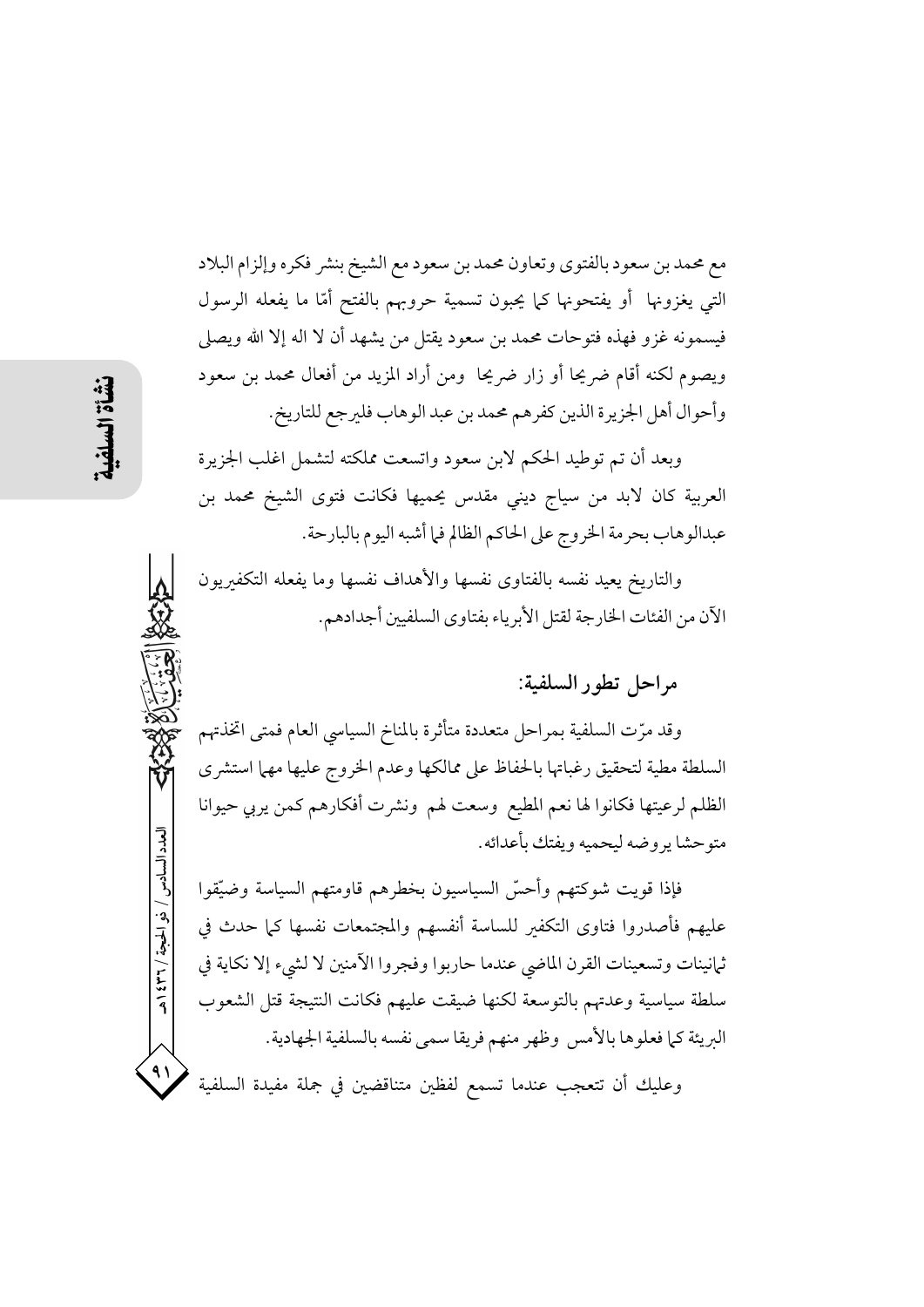مع محمد بن سعود بالفتوى وتعاون محمد بن سعود مع الشيخ بنشر فكره وإلزام البلاد التي يغزونها أو يفتحونها كما يحبون تسمية حروبهم بالفتح أمّا ما يفعله الرسول فيسمونه غزو فهذه فتوحات محمد بن سعود يقتل من يشهد أن لا اله إلا الله ويصلي ويصوم لكنه أقام ضريحا أو زار ضريحا ومن أراد المزيد من أفعال محمد بن سعود وأحوال أهل الجزيرة الذين كفرهم محمد بن عبد الوهاب فليرجع للتاريخ.

وبعد أن تم توطيد الحكم لابن سعود واتسعت مملكته لتشمل اغلب الجزيرة العربية كان لابد من سياج ديني مقدس يحميها فكانت فتوى الشيخ محمد بن عبدالوهاب بحرمة الخروج على الحاكم الظالم فما أشبه اليوم بالبارحة.

والتاريخ يعيد نفسه بالفتاوى نفسها والأهداف نفسها وما يفعله التكفيريون الآن من الفئات الخارجة لقتل الأبرياء بفتاوى السلفيين أجدادهم.

## مراحل تطور السلفية:

وقد مرّت السلفية بمراحل متعددة متأثرة بالمناخ السياسي العام فمتى اتخذتهم السلطة مطية لتحقيق رغباتها بالحفاظ على ممالكها وعدم الخروج عليها مهما استشرى الظلم لرعيتها فكانوا لها نعم المطيع وسعت لهم ونشرت أفكارهم كمن يربي حيوانا متوحشا يروضه ليحميه ويفتك بأعدائه.

فإذا قويت شوكتهم وأحسّ السياسيون بخطرهم قاومتهم السياسة وضيّقوا عليهم فأصدروا فتاوى التكفير للساسة أنفسهم والمجتمعات نفسها كما حدث في ثمانينات وتسعينات القرن الماضي عندما حاربوا وفجروا الآمنين لا لشيء إلا نكاية في سلطة سياسية وعدتهم بالتوسعة لكنها ضيقت عليهم فكانت النتيجة قتل الشعوب البريئة كما فعلوها بالأمس وظهر منهم فريقا سمى نفسه بالسلفية الجهادية.

وعليك أن تتعجب عندما تسمع لفظين متناقضين في جملة مفيدة السلفية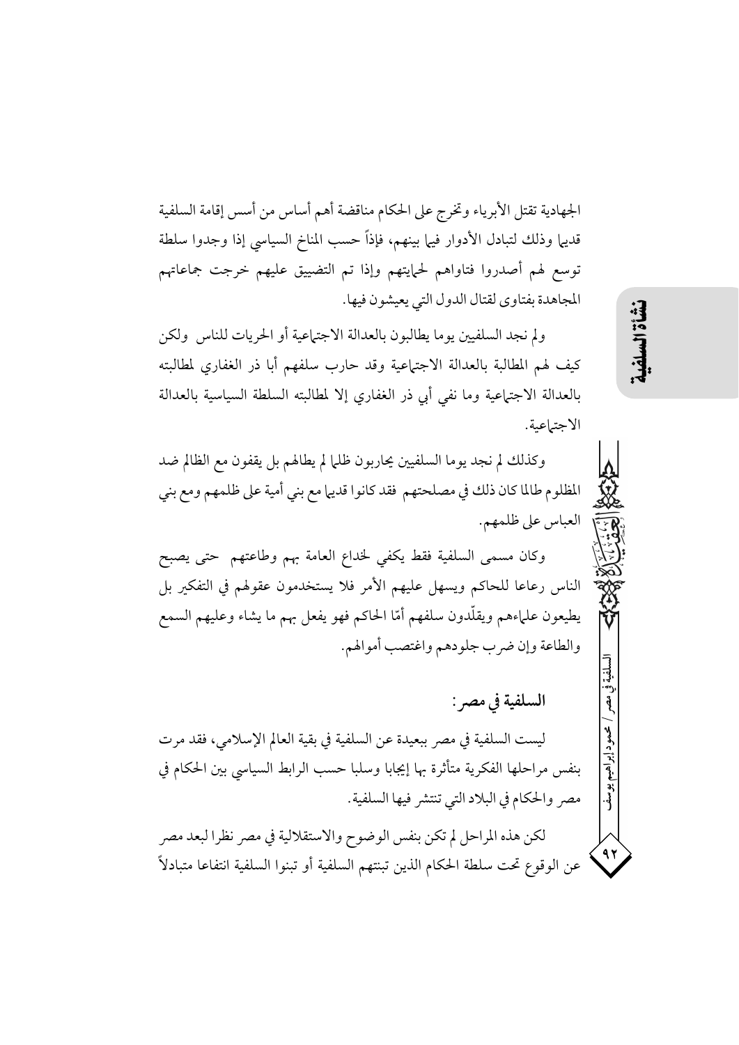الجهادية تقتل الأبرياء وتخرج على الحكام مناقضة أهم أساس من أسس إقامة السلفية قديما وذلك لتبادل الأدوار فيما بينهم، فإذاً حسب المناخ السياسي إذا وجدوا سلطة توسع لهم أصدروا فتاواهم لحمايتهم وإذا تم التضييق عليهم خرجت جماعاتهم المجاهدة بفتاوى لقتال الدول التي يعيشون فيها.

ولم نجد السلفيين يوما يطالبون بالعدالة الاجتماعية أو الحريات للناس ولكن كيف لهم المطالبة بالعدالة الاجتماعية وقد حارب سلفهم أبا ذر الغفاري لمطالبته بالعدالة الاجتماعية وما نفي أبي ذر الغفاري إلا لمطالبته السلطة السياسية بالعدالة الاجتماعية.

وكذلك لم نجد يوما السلفيين يحاربون ظلما لم يطالهم بل يقفون مع الظالم ضد المظلوم طالما كان ذلك في مصلحتهم فقد كانوا قديما مع بني أمية على ظلمهم ومع بني العباس على ظلمهم.

وكان مسمى السلفية فقط يكفي لخداع العامة بهم وطاعتهم حتى يصبح الناس رعاعا للحاكم ويسهل عليهم الأمر فلا يستخدمون عقولهم في التفكير بل يطيعون علماءهم ويقلّدون سلفهم أمّا الحاكم فهو يفعل بهم ما يشاء وعليهم السمع والطاعة وإن ضرب جلودهم واغتصب أموالهم.

## السلفية في مصر:

ليست السلفية في مصر ببعيدة عن السلفية في بقية العالم الإسلامي، فقد مرت بنفس مراحلها الفكرية متأثرة بها إيجابا وسلبا حسب الرابط السياسي بين الحكام في مصر والحكام في البلاد التي تنتشر فيها السلفية.

لكن هذه المراحل لم تكن بنفس الوضوح والاستقلالية في مصر نظرا لبعد مصر عن الوقوع تحت سلطة الحكام الذين تبنتهم السلفية أو تبنوا السلفية انتفاعا متبادلاً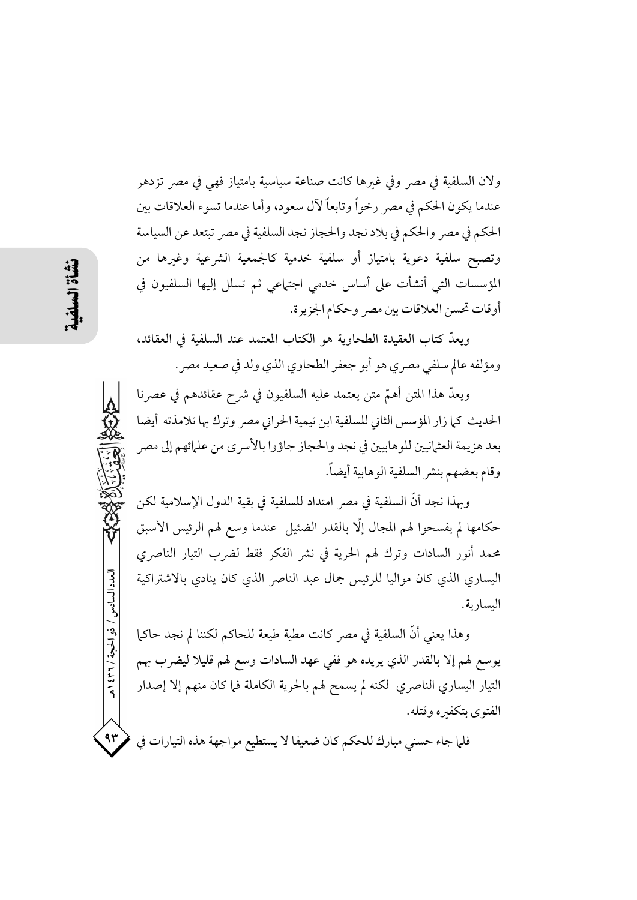ولان السلفية في مصر وفي غيرها كانت صناعة سياسية بامتياز فهي في مصر تزدهر عندما يكون الحكم في مصر رخواً وتابعاً لآل سعود، وأما عندما تسوء العلاقات بين الحكم في مصر والحكم في بلاد نجد والحجاز نجد السلفية في مصر تبتعد عن السياسة وتصبح سلفية دعوية بامتياز أو سلفية خدمية كالجمعية الشرعية وغيرها من المؤسسات التي أنشأت على أساس خدمي اجتماعي ثم تسلل إليها السلفيون في أوقات تحسن العلاقات بين مصر وحكام الجزيرة.

ويعدّ كتاب العقيدة الطحاوية هو الكتاب المعتمد عند السلفية في العقائد، ومؤلفه عالم سلفي مصري هو أبو جعفر الطحاوي الذي ولد في صعيد مصر.

ويعدّ هذا المتن أهمّ متن يعتمد عليه السلفيون في شرح عقائدهم في عصرنا الحديث كما زار المؤسس الثاني للسلفية ابن تيمية الحراني مصر وترك بها تلامذته أيضا بعد هزيمة العثمانيين للوهابيين في نجد والحجاز جاؤوا بالأسرى من علمائهم إلى مصر وقام بعضهم بنشر السلفية الوهابية أيضاً.

وبهذا نجد أنّ السلفية في مصر امتداد للسلفية في بقية الدول الإسلامية لكن حكامها لم يفسحوا لهم المجال إلّا بالقدر الضئيل عندما وسع لهم الرئيس الأسبق محمد أنور السادات وترك لهم الحرية في نشر الفكر فقط لضرب التيار الناصري اليساري الذي كان مواليا للرئيس جمال عبد الناصر الذي كان ينادي بالاشتراكية اليسارية.

وهذا يعني أنّ السلفية في مصر كانت مطية طيعة للحاكم لكننا لم نجد حاكما يوسع لهم إلا بالقدر الذي يريده هو ففي عهد السادات وسع لهم قليلا ليضرب بهم التيار اليساري الناصري لكنه لم يسمح لهم بالحرية الكاملة فما كان منهم إلا إصدار الفتوى بتكفيره وقتله.

فلما جاء حسني مبارك للحكم كان ضعيفا لا يستطيع مواجهة هذه التيارات في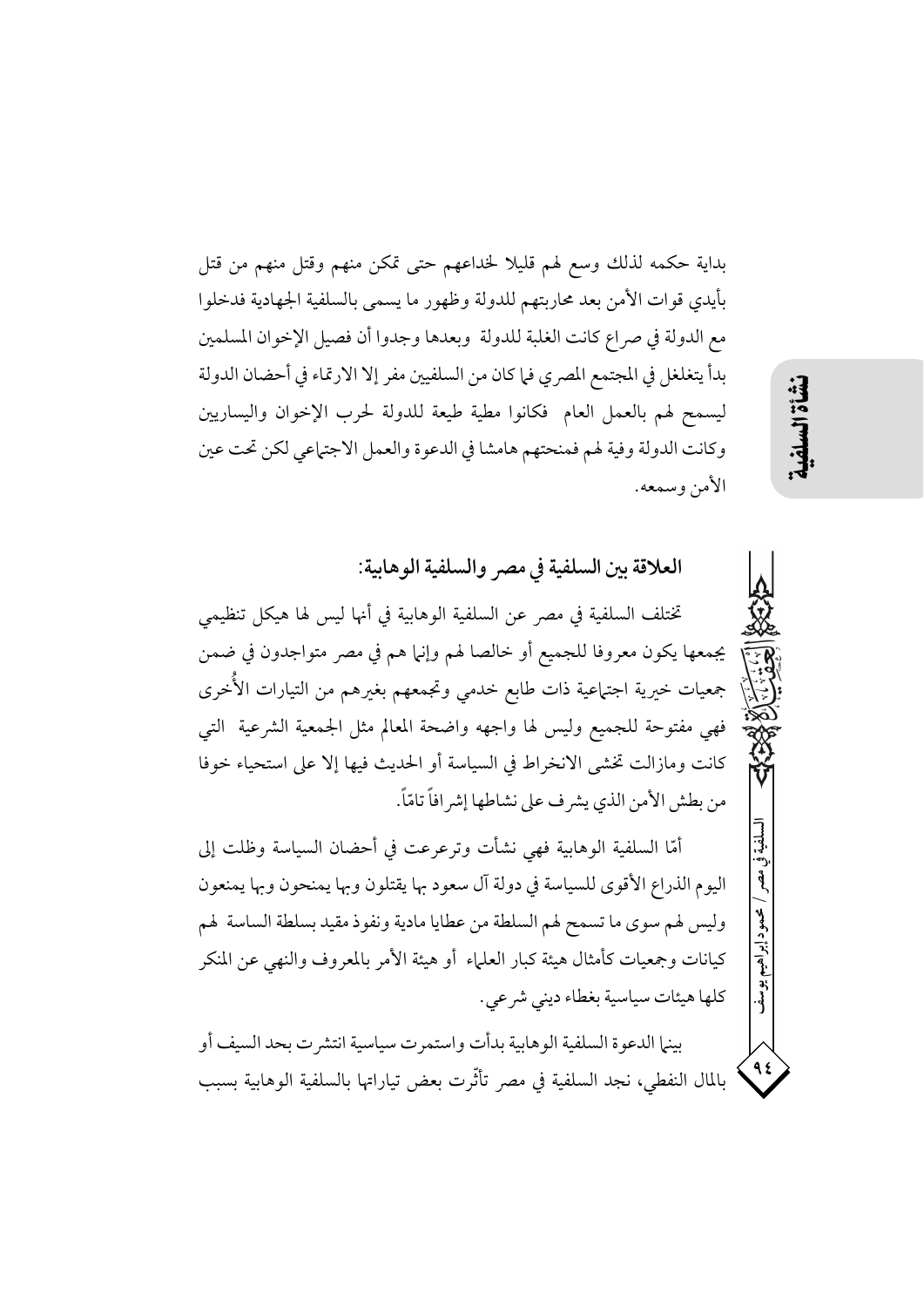بداية حكمه لذلك وسع لهم قليلا لخداعهم حتى تمكن منهم وقتل منهم من قتل بأيدي قوات الأمن بعد محاربتهم للدولة وظهور ما يسمى بالسلفية الجهادية فدخلوا مع الدولة في صراع كانت الغلبة للدولة وبعدها وجدوا أن فصيل الإخوان المسلمين بدأ يتغلغل في المجتمع المصري فما كان من السلفيين مفر إلا الارتماء في أحضان الدولة ليسمح لهم بالعمل العام فكانوا مطية طيعة للدولة لحرب الإخوان واليساريين وكانت الدولة وفية لهم فمنحتهم هامشا في الدعوة والعمل الاجتماعي لكن تحت عين الأمن وسمعه.

### العلاقة بين السلفية في مصر والسلفية الوهابية:

تختلف السلفية في مصر عن السلفية الوهابية في أنها ليس لها هيكل تنظيمي يجمعها يكون معروفا للجميع أو خالصا لهم وإنما هم في مصر متواجدون في ضمن جمعيات خيرية اجتماعية ذات طابع خدمي وتجمعهم بغيرهم من التيارات الأُخرى فهي مفتوحة للجميع وليس لها واجهه واضحة المعالم مثل الجمعية الشرعية التي كانت ومازالت تخشى الانخراط في السياسة أو الحديث فيها إلا على استحياء خوفا من بطش الأمن الذي يشرف على نشاطها إشرافاً تامّاً.

أمّا السلفية الوهابية فهي نشأت وترعرعت في أحضان السياسة وظلت إلى اليوم الذراع الأقوى للسياسة في دولة آل سعود بها يقتلون وبها يمنحون وبها يمنعون وليس لهم سوى ما تسمح لهم السلطة من عطايا مادية ونفوذ مقيد بسلطة الساسة لهم كيانات وجمعيات كأمثال هيئة كبار العلماء أو هيئة الأمر بالمعروف والنهي عن المنكر كلها هيئات سياسية بغطاء ديني شرعي.

بينما الدعوة السلفية الوهابية بدأت واستمرت سياسية انتشرت بحد السيف أو بالمال النفطي، نجد السلفية في مصر تأثّرت بعض تياراتها بالسلفية الوهابية بسبب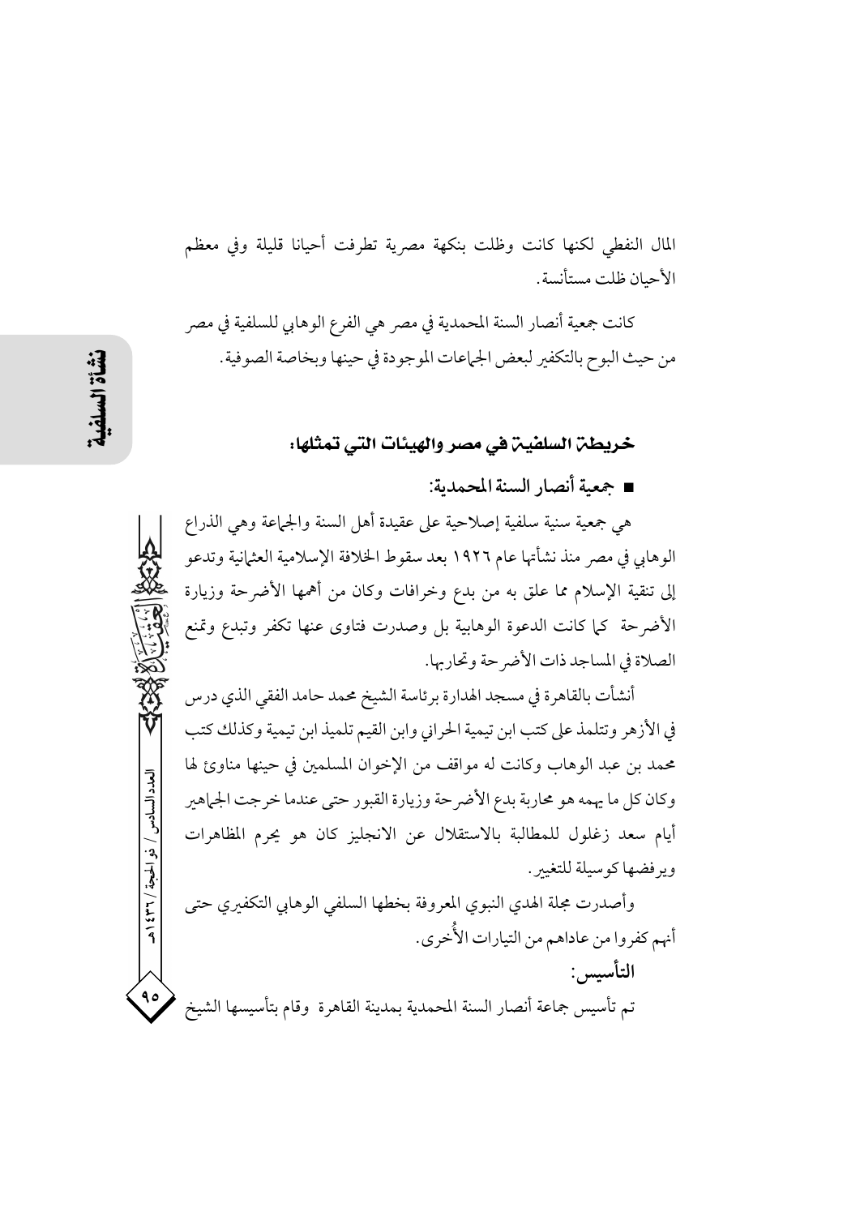المال النفطي لكنها كانت وظلت بنكهة مصرية تطرفت أحيانا قليلة وفي معظم الأحيان ظلت مستأنسة.

كانت جمعية أنصار السنة المحمدية في مصر هي الفرع الوهابي للسلفية في مصر من حيث البوح بالتكفير لبعض الجماعات الموجودة في حينها وبخاصة الصوفية.

## خريطة السلفية في مصر والهيئات التي تمثلها:

- **جمعية أنصار السنة المحمدية:**

هي جمعية سنية سلفية إصلاحية على عقيدة أهل السنة والجماعة وهي الذراع الوهابي في مصر منذ نشأتها عام ١٩٢٦ بعد سقوط الخلافة الإسلامية العثمانية وتدعو إلى تنقية الإسلام مما علق به من بدع وخرافات وكان من أهمها الأضرحة وزيارة الأضرحة كما كانت الدعوة الوهابية بل وصدرت فتاوى عنها تكفر وتبدع وتمنع الصلاة في المساجد ذات الأضرحة وتحاربها.

أنشأت بالقاهرة في مسجد الهدارة برئاسة الشيخ محمد حامد الفقي الذي درس في الأزهر وتتلمذ على كتب ابن تيمية الحراني وابن القيم تلميذ ابن تيمية وكذلك كتب محمد بن عبد الوهاب وكانت له مواقف من الإخوان المسلمين في حينها مناوئ لها وكان كل ما يهمه هو محاربة بدع الأضرحة وزيارة القبور حتى عندما خرجت الجماهير أيام سعد زغلول للمطالبة بالاستقلال عن الانجليز كان هو يحرم المظاهرات ويرفضها كوسيلة للتغيير.

وأصدرت مجلة الهدي النبوي المعروفة بخطها السلفي الوهابي التكفيري حتى أنهم كفروا من عاداهم من التيارات الأُخرى.

**التأسيس:**

تم تأسيس جماعة أنصار السنة المحمدية بمدينة القاهرة وقام بتأسيسها الشيخ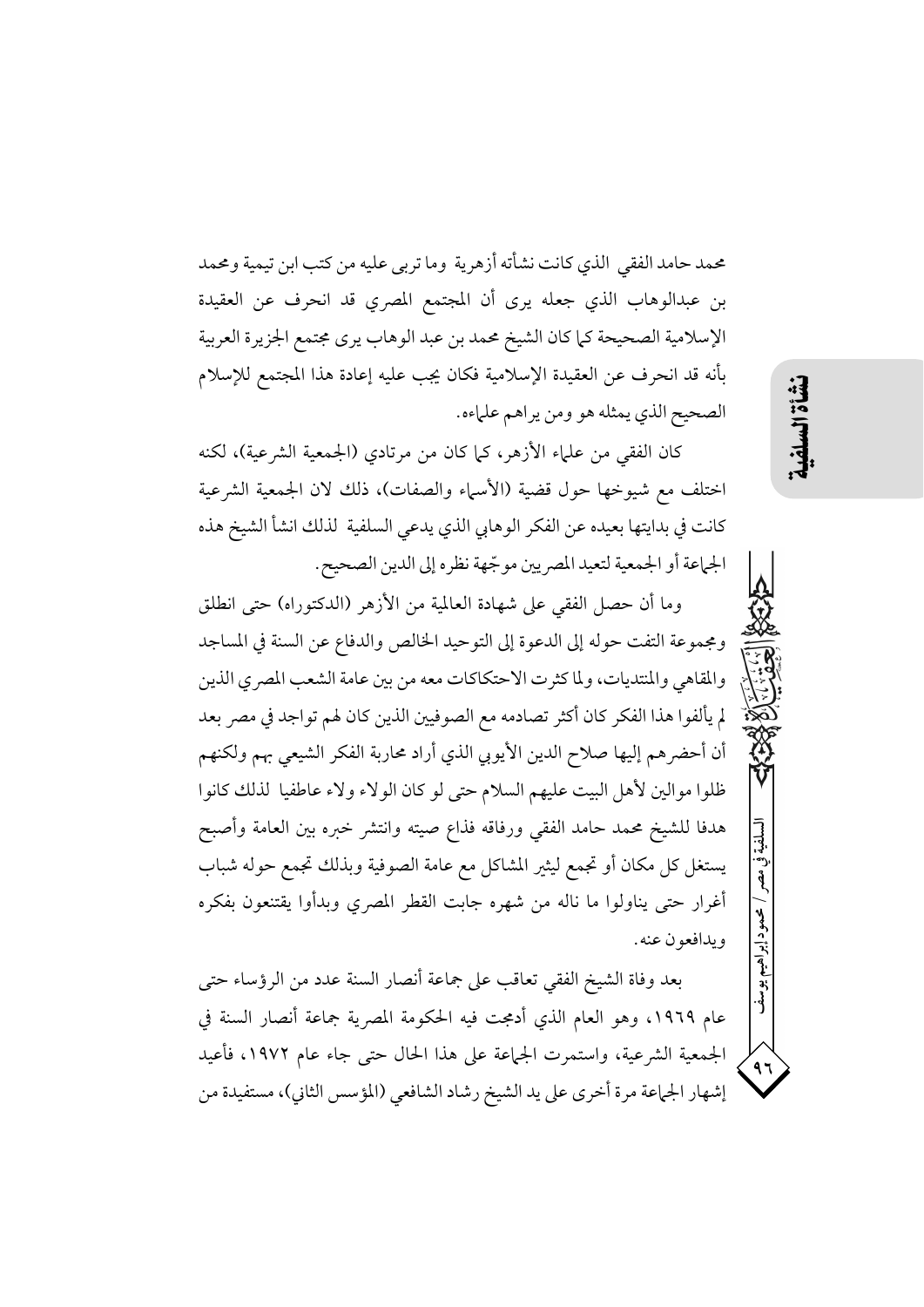محمد حامد الفقي الذي كانت نشأته أزهرية وما تربى عليه من كتب ابن تيمية ومحمد بن عبدالوهاب الذي جعله يرى أن المجتمع المصري قد انحرف عن العقيدة الإسلامية الصحيحة كما كان الشيخ محمد بن عبد الوهاب يرى مجتمع الجزيرة العربية بأنه قد انحرف عن العقيدة الإسلامية فكان يجب عليه إعادة هذا المجتمع للإسلام الصحيح الذي يمثله هو ومن يراهم علماءه.

كان الفقي من علماء الأزهر، كما كان من مرتادي (الجمعية الشرعية)، لكنه اختلف مع شيوخها حول قضية (الأسماء والصفات)، ذلك لان الجمعية الشرعية كانت في بدايتها بعيده عن الفكر الوهابي الذي يدعي السلفية لذلك انشأ الشيخ هذه الجماعة أو الجمعية لتعيد المصريين موجّهة نظره إلى الدين الصحيح.

وما أن حصل الفقي على شهادة العالمية من الأزهر (الدكتوراه) حتى انطلق ومجموعة التفت حوله إلى الدعوة إلى التوحيد الخالص والدفاع عن السنة في المساجد والمقاهي والمنتديات، ولما كثرت الاحتكاكات معه من بين عامة الشعب المصري الذين لم يألفوا هذا الفكر كان أكثر تصادمه مع الصوفيين الذين كان لهم تواجد في مصر بعد أن أحضرهم إليها صلاح الدين الأيوبي الذي أراد محاربة الفكر الشيعي بهم ولكنهم ظلوا موالين لأهل البيت عليهم السلام حتى لو كان الولاء ولاء عاطفيا لذلك كانوا هدفا للشيخ محمد حامد الفقي ورفاقه فذاع صيته وانتشر خبره بين العامة وأصبح يستغل كل مكان أو تجمع ليثير المشاكل مع عامة الصوفية وبذلك تجمع حوله شباب أغرار حتى يناولوا ما ناله من شهره جابت القطر المصري وبدأوا يقتنعون بفكره ويدافعون عنه.

بعد وفاة الشيخ الفقي تعاقب على جماعة أنصار السنة عدد من الرؤساء حتى عام ١٩٦٩، وهو العام الذي أدمجت فيه الحكومة المصرية جماعة أنصار السنة في الجمعية الشرعية، واستمرت الجماعة على هذا الحال حتى جاء عام ١٩٧٢، فأعيد إشهار الجماعة مرة أخرى على يد الشيخ رشاد الشافعي (المؤسس الثاني)، مستفيدة من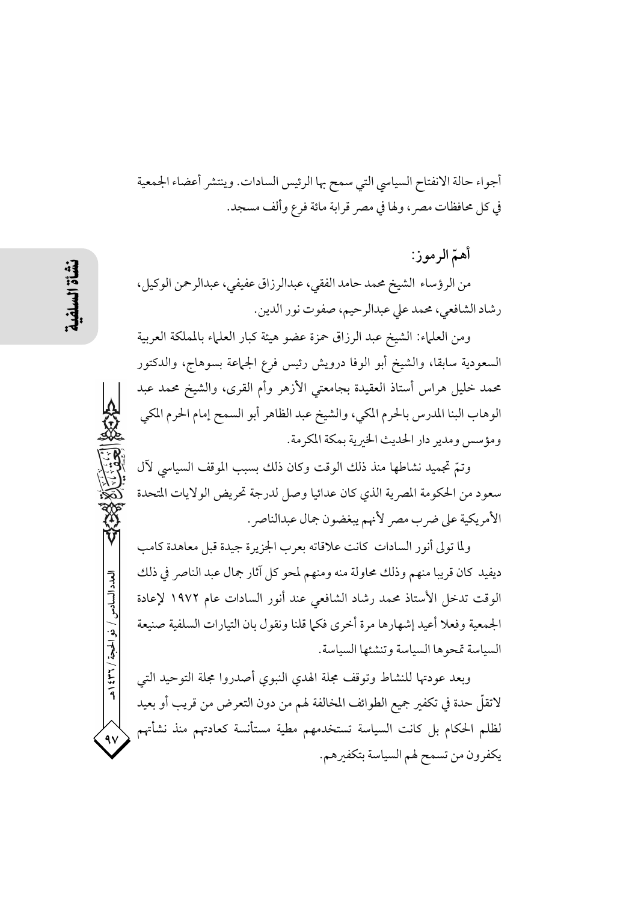أجواء حالة الانفتاح السياسي التي سمح بها الرئيس السادات. وينتشر أعضاء الجمعية في كل محافظات مصر، ولها في مصر قرابة مائة فرع وألف مسجد.

### أهمّ الرموز:

من الرؤساء الشيخ محمد حامد الفقي، عبدالرزاق عفيفي، عبدالرحمن الوكيل، رشاد الشافعي، محمد علي عبدالرحيم، صفوت نور الدين.

ومن العلماء: الشيخ عبد الرزاق حمزة عضو هيئة كبار العلماء بالمملكة العربية السعودية سابقا، والشيخ أبو الوفا درويش رئيس فرع الجماعة بسوهاج، والدكتور محمد خليل هراس أستاذ العقيدة بجامعتي الأزهر وأم القرى، والشيخ محمد عبد الوهاب البنا المدرس بالحرم المكي، والشيخ عبد الظاهر أبو السمح إمام الحرم المكي ومؤسس ومدير دار الحديث الخيرية بمكة المكرمة.

وتمّ تجميد نشاطها منذ ذلك الوقت وكان ذلك بسبب الموقف السياسي لآل سعود من الحكومة المصرية الذي كان عدائيا وصل لدرجة تحريض الولايات المتحدة الأمريكية على ضرب مصر لأنهم يبغضون جمال عبدالناصر.

ولما تولى أنور السادات كانت علاقاته بعرب الجزيرة جيدة قبل معاهدة كامب ديفيد كان قريبا منهم وذلك محاولة منه ومنهم لمحو كل آثار جمال عبد الناصر في ذلك الوقت تدخل الأستاذ محمد رشاد الشافعي عند أنور السادات عام ١٩٧٢ لإعادة الجمعية وفعلا أعيد إشهارها مرة أخرى فكما قلنا ونقول بان التيارات السلفية صنيعة السياسة تمحوها السياسة وتنشئها السياسة.

وبعد عودتها للنشاط وتوقف مجلة الهدي النبوي أصدروا مجلة التوحيد التي لاتقلّ حدة في تكفير جميع الطوائف المخالفة لهم من دون التعرض من قريب أو بعيد لظلم الحكام بل كانت السياسة تستخدمهم مطية مستأنسة كعادتهم منذ نشأتهم يكفرون من تسمح لهم السياسة بتكفيرهم.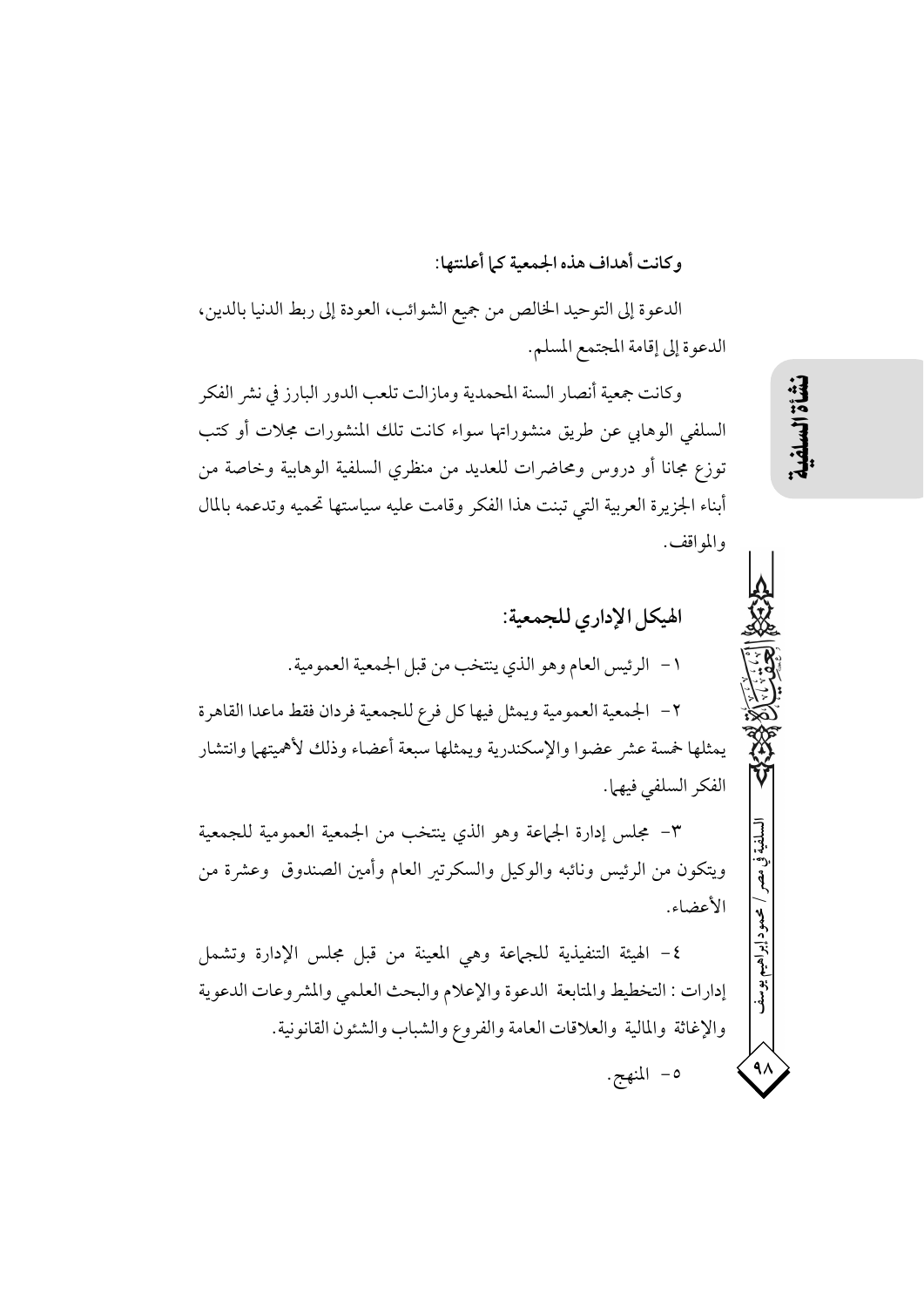**وكانت أهداف هذه الجمعية كما أعلنتها:**

الدعوة إلى التوحيد الخالص من جميع الشوائب، العودة إلى ربط الدنيا بالدين، الدعوة إلى إقامة المجتمع المسلم.

وكانت جمعية أنصار السنة المحمدية ومازالت تلعب الدور البارز في نشر الفكر السلفي الوهابي عن طريق منشوراتها سواء كانت تلك المنشورات مجلات أو كتب توزع مجانا أو دروس ومحاضرات للعديد من منظري السلفية الوهابية وخاصة من أبناء الجزيرة العربية التي تبنت هذا الفكر وقامت عليه سياستها تحميه وتدعمه بالمال والمواقف.

## الهيكل الإداري للجمعية:

١- الرئيس العام وهو الذي ينتخب من قبل الجمعية العمومية.

٢- الجمعية العمومية ويمثل فيها كل فرع للجمعية فردان فقط ماعدا القاهرة يمثلها خمسة عشر عضوا والإسكندرية ويمثلها سبعة أعضاء وذلك لأهميتهما وانتشار الفكر السلفي فيهما.

٣- مجلس إدارة الجماعة وهو الذي ينتخب من الجمعية العمومية للجمعية ويتكون من الرئيس ونائبه والوكيل والسكرتير العام وأمين الصندوق وعشرة من الأعضاء.

٤- الهيئة التنفيذية للجماعة وهي المعينة من قبل مجلس الإدارة وتشمل إدارات : التخطيط والمتابعة الدعوة والإعلام والبحث العلمي والمشروعات الدعوية والإغاثة والمالية والعلاقات العامة والفروع والشباب والشئون القانونية.

٥- المنهج.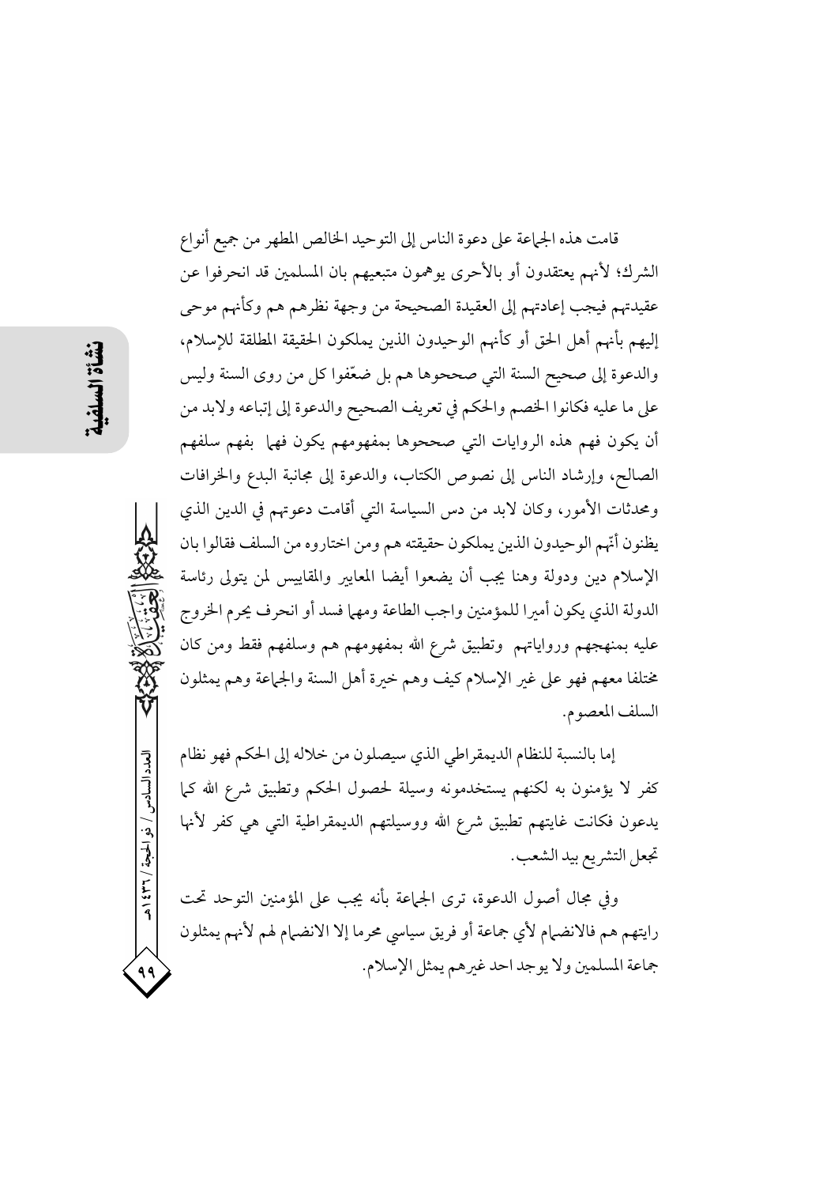قامت هذه الجماعة على دعوة الناس إلى التوحيد الخالص المطهر من جميع أنواع الشرك؛ لأنهم يعتقدون أو بالأحرى يوهمون متبعيهم بان المسلمين قد انحرفوا عن عقيدتهم فيجب إعادتهم إلى العقيدة الصحيحة من وجهة نظرهم هم وكأنهم هم موحى إليهم بأنهم أهل الحق أو كأنهم الوحيدون الذين يملكون الحقيقة المطلقة للإسلام، والدعوة إلى صحيح السنة التي صححوها هم بل ضعّفوا كل من روى السنة وليس على ما عليه فكانوا الخصم والحكم في تعريف الصحيح والدعوة إلى إتباعه ولابد من أن يكون فهم هذه الروايات التي صححوها بمفهومهم يكون فهما بفهم سلفهم الصالح، وإرشاد الناس إلى نصوص الكتاب، والدعوة إلى مجانبة البدع والخرافات ومحدثات الأمور، وكان لابد من دس السياسة التي أقامت دعوتهم في الدين الذي يظنون أنّهم الوحيدون الذين يملكون حقيقته هم ومن اختاروه من السلف فقالوا بان الإسلام دين ودولة وهنا يجب أن يضعوا أيضا المعايير والمقاييس لمن يتولى رئاسة الدولة الذي يكون أميرا للمؤمنين واجب الطاعة ومهما فسد أو انحرف يحرم الخروج عليه بمنهجهم ورواياتهم وتطبيق شرع الله بمفهومهم هم وسلفهم فقط ومن كان مختلفا معهم فهو على غير الإسلام كيف وهم خيرة أهل السنة والجماعة وهم يمثلون السلف المعصوم.

إما بالنسبة للنظام الديمقراطي الذي سيصلون من خلاله إلى الحكم فهو نظام كفر لا يؤمنون به لكنهم يستخدمونه وسيلة لحصول الحكم وتطبيق شرع الله كما يدعون فكانت غايتهم تطبيق شرع الله ووسيلتهم الديمقراطية التي هي كفر لأنها تجعل التشريع بيد الشعب.

وفي مجال أصول الدعوة، ترى الجماعة بأنه يجب على المؤمنين التوحد تحت رايتهم هم فالانضمام لأي جماعة أو فريق سياسي محرما إلا الانضمام لهم لأنهم يمثلون جماعة المسلمين ولا يوجد احد غيرهم يمثل الإسلام.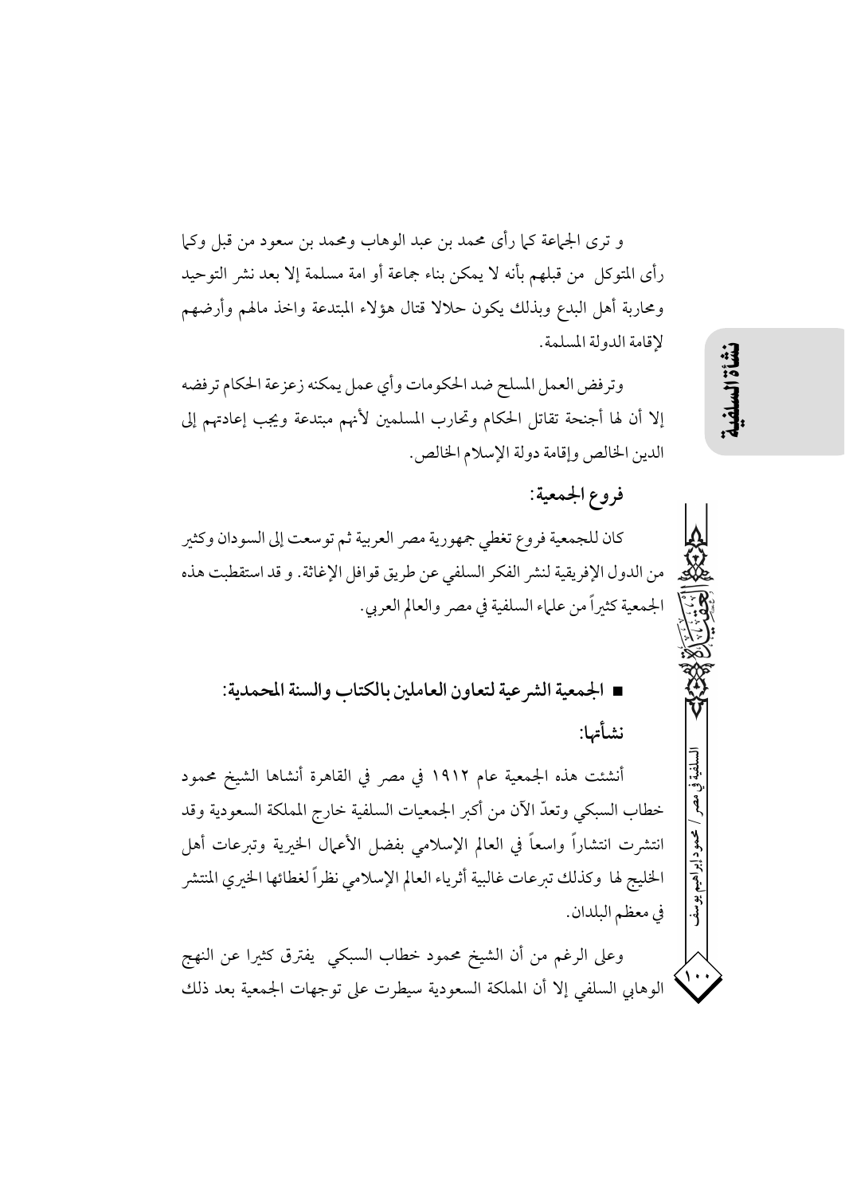و ترى الجماعة كما رأى محمد بن عبد الوهاب ومحمد بن سعود من قبل وكما رأى المتوكل من قبلهم بأنه لا يمكن بناء جماعة أو امة مسلمة إلا بعد نشر التوحيد ومحاربة أهل البدع وبذلك يكون حلالا قتال هؤلاء المبتدعة واخذ مالهم وأرضهم لإقامة الدولة المسلمة.

وترفض العمل المسلح ضد الحكومات وأي عمل يمكنه زعزعة الحكام ترفضه إلا أن لها أجنحة تقاتل الحكام وتحارب المسلمين لأنهم مبتدعة ويجب إعادتهم إلى الدين الخالص وإقامة دولة الإسلام الخالص.

### فروع الجمعية:

كان للجمعية فروع تغطي جمهورية مصر العربية ثم توسعت إلى السودان وكثير من الدول الإفريقية لنشر الفكر السلفي عن طريق قوافل الإغاثة. و قد استقطبت هذه الجمعية كثيراً من علماء السلفية في مصر والعالم العربي.

## ■ الجمعية الشرعية لتعاون العاملين بالكتاب والسنة المحمدية:

### نشأتها:

أنشئت هذه الجمعية عام ١٩١٢ في مصر في القاهرة أنشاها الشيخ محمود خطاب السبكي وتعدّ الآن من أكبر الجمعيات السلفية خارج المملكة السعودية وقد انتشرت انتشاراً واسعاً في العالم الإسلامي بفضل الأعمال الخيرية وتبرعات أهل الخليج لها وكذلك تبرعات غالبية أثرياء العالم الإسلامي نظراً لغطائها الخيري المنتشر في معظم البلدان.

وعلى الرغم من أن الشيخ محمود خطاب السبكي يفترق كثيرا عن النهج الوهابي السلفي إلا أن المملكة السعودية سيطرت على توجهات الجمعية بعد ذلك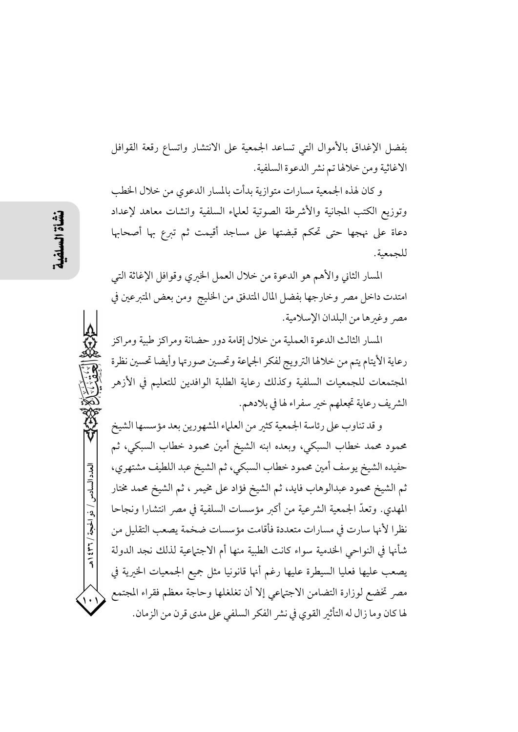بفضل الإغداق بالأموال التي تساعد الجمعية على الانتشار واتساع رقعة القوافل الاغاثية ومن خلالها تم نشر الدعوة السلفية.

و كان لهذه الجمعية مسارات متوازية بدأت بالمسار الدعوي من خلال الخطب وتوزيع الكتب المجانية والأشرطة الصوتية لعلماء السلفية وانشات معاهد لإعداد دعاة على نهجها حتى تحكم قبضتها على مساجد أقيمت ثم تبرع بها أصحابها للجمعية.

المسار الثاني والأهم هو الدعوة من خلال العمل الخيري وقوافل الإغاثة التي امتدت داخل مصر وخارجها بفضل المال المتدفق من الخليج ومن بعض المتبرعين في مصر وغيرها من البلدان الإسلامية.

المسار الثالث الدعوة العملية من خلال إقامة دور حضانة ومراكز طبية ومراكز رعاية الأيتام يتم من خلالها الترويج لفكر الجماعة وتحسين صورتها وأيضا تحسين نظرة المجتمعات للجمعيات السلفية وكذلك رعاية الطلبة الوافدين للتعليم في الأزهر الشريف رعاية تجعلهم خير سفراء لها في بلادهم.

و قد تناوب على رئاسة الجمعية كثير من العلماء المشهورين بعد مؤسسها الشيخ محمود محمد خطاب السبكي، وبعده ابنه الشيخ أمين محمود خطاب السبكي، ثم حفيده الشيخ يوسف أمين محمود خطاب السبكي، ثم الشيخ عبد اللطيف مشتهري، ثم الشيخ محمود عبدالوهاب فايد، ثم الشيخ فؤاد على مخيمر ، ثم الشيخ محمد مختار المهدي. وتعدّ الجمعية الشرعية من أكبر مؤسسات السلفية في مصر انتشارا ونجاحا نظرا لأنها سارت في مسارات متعددة فأقامت مؤسسات ضخمة يصعب التقليل من شأنها في النواحي الخدمية سواء كانت الطبية منها أم الاجتماعية لذلك نجد الدولة يصعب عليها فعليا السيطرة عليها رغم أنها قانونيا مثل جميع الجمعيات الخيرية في مصر تخضع لوزارة التضامن الاجتماعي إلا أن تغلغلها وحاجة معظم فقراء المجتمع لها كان وما زال له التأثير القوي في نشر الفكر السلفي على مدى قرن من الزمان.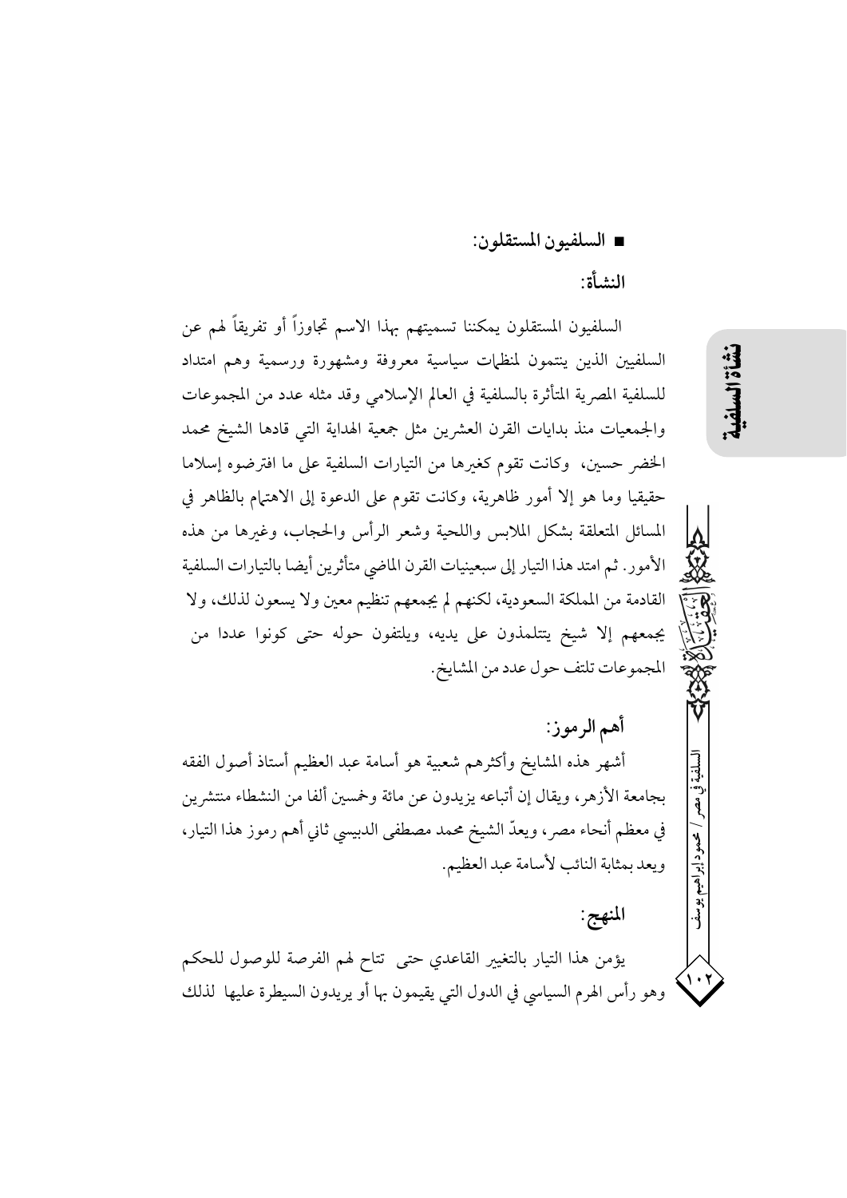■ **السلفيون المستقلون:**

**النشأة:**

السلفيون المستقلون يمكننا تسميتهم بهذا الاسم تجاوزاً أو تفريقاً لهم عن السلفيين الذين ينتمون لمنظمات سياسية معروفة ومشهورة ورسمية وهم امتداد للسلفية المصرية المتأثرة بالسلفية في العالم الإسلامي وقد مثله عدد من المجموعات والجمعيات منذ بدايات القرن العشرين مثل جمعية الهداية التي قادها الشيخ محمد الخضر حسين، وكانت تقوم كغيرها من التيارات السلفية على ما افترضوه إسلاما حقيقيا وما هو إلا أمور ظاهرية، وكانت تقوم على الدعوة إلى الاهتمام بالظاهر في المسائل المتعلقة بشكل الملابس واللحية وشعر الرأس والحجاب، وغيرها من هذه الأمور. ثم امتد هذا التيار إلى سبعينيات القرن الماضي متأثرين أيضا بالتيارات السلفية القادمة من المملكة السعودية، لكنهم لم يجمعهم تنظيم معين ولا يسعون لذلك، ولا يجمعهم إلا شيخ يتتلمذون على يديه، ويلتفون حوله حتى كونوا عددا من المجموعات تلتف حول عدد من المشايخ.

**أهم الرموز:**

أشهر هذه المشايخ وأكثرهم شعبية هو أسامة عبد العظيم أستاذ أصول الفقه بجامعة الأزهر، ويقال إن أتباعه يزيدون عن مائة وخمسين ألفا من النشطاء منتشرين في معظم أنحاء مصر، ويعدّ الشيخ محمد مصطفى الدبيسي ثاني أهم رموز هذا التيار، ويعد بمثابة النائب لأسامة عبد العظيم.

**المنهج:**

يؤمن هذا التيار بالتغيير القاعدي حتى تتاح لهم الفرصة للوصول للحكم وهو رأس الهرم السياسي في الدول التي يقيمون بها أو يريدون السيطرة عليها لذلك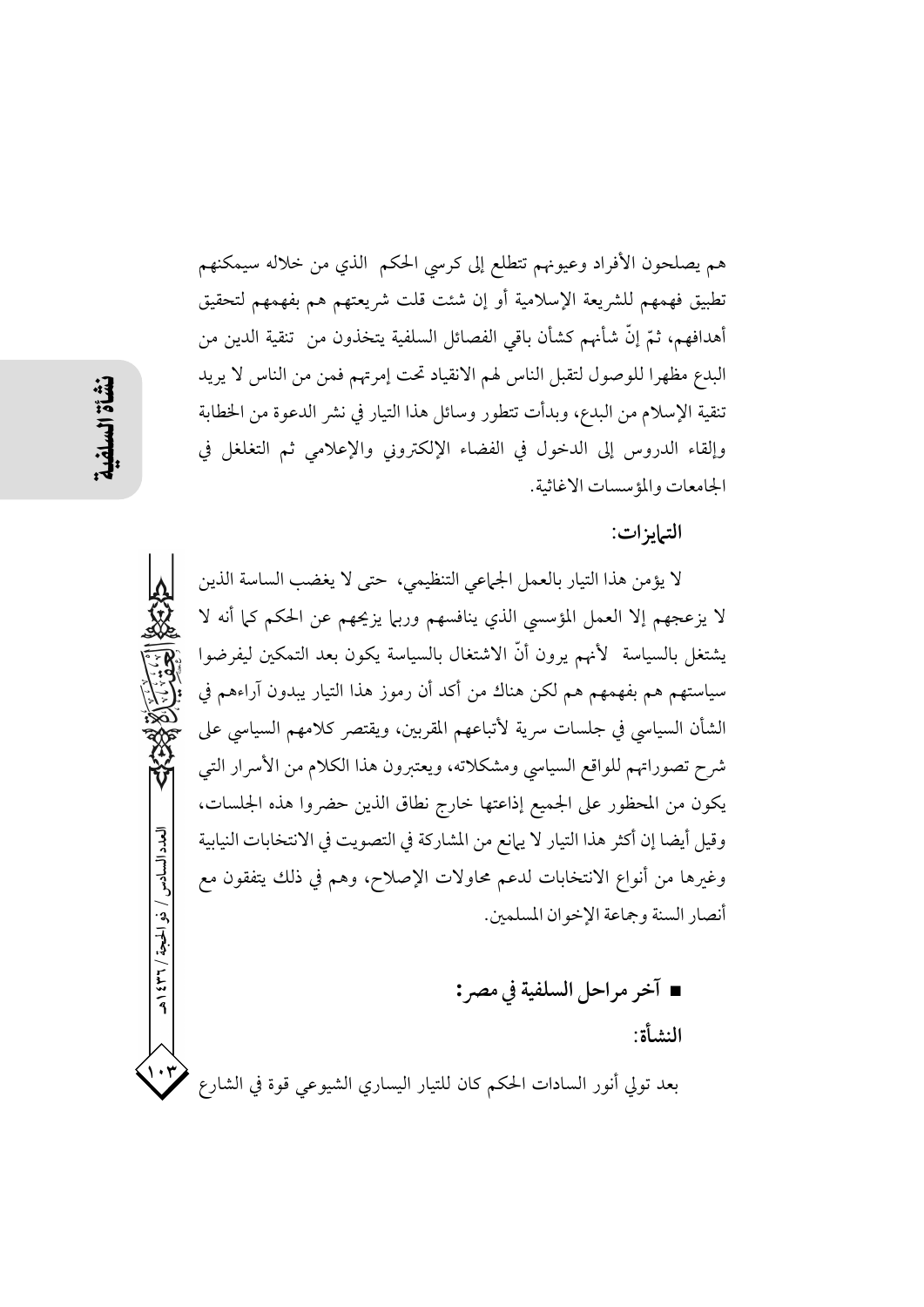هم يصلحون الأفراد وعيونهم تتطلع إلى كرسي الحكم الذي من خلاله سيمكنهم تطبيق فهمهم للشريعة الإسلامية أو إن شئت قلت شريعتهم هم بفهمهم لتحقيق أهدافهم، ثمّ إنّ شأنهم كشأن باقي الفصائل السلفية يتخذون من تنقية الدين من البدع مظهرا للوصول لتقبل الناس لهم الانقياد تحت إمرتهم فمن من الناس لا يريد تنقية الإسلام من البدع، وبدأت تتطور وسائل هذا التيار في نشر الدعوة من الخطابة وإلقاء الدروس إلى الدخول في الفضاء الإلكتروني والإعلامي ثم التغلغل في الجامعات والمؤسسات الاغاثية.

**التمايزات:**

لا يؤمن هذا التيار بالعمل الجماعي التنظيمي، حتى لا يغضب الساسة الذين لا يزعجهم إلا العمل المؤسسي الذي ينافسهم وربما يزيحهم عن الحكم كما أنه لا يشتغل بالسياسة لأنهم يرون أنّ الاشتغال بالسياسة يكون بعد التمكين ليفرضوا سياستهم هم بفهمهم هم لكن هناك من أكد أن رموز هذا التيار يبدون آراءهم في الشأن السياسي في جلسات سرية لأتباعهم المقربين، ويقتصر كلامهم السياسي على شرح تصوراتهم للواقع السياسي ومشكلاته، ويعتبرون هذا الكلام من الأسرار التي يكون من المحظور على الجميع إذاعتها خارج نطاق الذين حضروا هذه الجلسات، وقيل أيضا إن أكثر هذا التيار لا يمانع من المشاركة في التصويت في الانتخابات النيابية وغيرها من أنواع الانتخابات لدعم محاولات الإصلاح، وهم في ذلك يتفقون مع أنصار السنة وجماعة الإخوان المسلمين.

## ■ آخر مراحل السلفية في مصر:

**النشأة:**

بعد تولي أنور السادات الحكم كان للتيار اليساري الشيوعي قوة في الشارع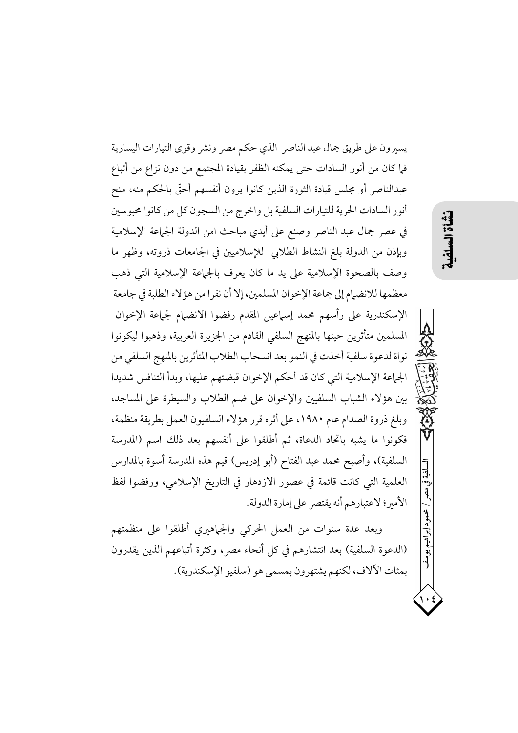يسيرون على طريق جمال عبد الناصر الذي حكم مصر ونشر وقوى التيارات اليسارية فما كان من أنور السادات حتى يمكنه الظفر بقيادة المجتمع من دون نزاع من أتباع عبدالناصر أو مجلس قيادة الثورة الذين كانوا يرون أنفسهم أحقّ بالحكم منه، منح أنور السادات الحرية للتيارات السلفية بل واخرج من السجون كل من كانوا محبوسين في عصر جمال عبد الناصر وصنع على أيدي مباحث امن الدولة الجماعة الإسلامية وبإذن من الدولة بلغ النشاط الطلابي للإسلاميين في الجامعات ذروته، وظهر ما وصف بالصحوة الإسلامية على يد ما كان يعرف بالجماعة الإسلامية التي ذهب معظمها للانضمام إلى جماعة الإخوان المسلمين، إلا أن نفرا من هؤلاء الطلبة في جامعة الإسكندرية على رأسهم محمد إسماعيل المقدم رفضوا الانضمام لجماعة الإخوان المسلمين متأثرين حينها بالمنهج السلفي القادم من الجزيرة العربية، وذهبوا ليكونوا نواة لدعوة سلفية أخذت في النمو بعد انسحاب الطلاب المتأثرين بالمنهج السلفي من الجماعة الإسلامية التي كان قد أحكم الإخوان قبضتهم عليها، وبدأ التنافس شديدا بين هؤلاء الشباب السلفيين والإخوان على ضم الطلاب والسيطرة على المساجد، وبلغ ذروة الصدام عام ١٩٨٠، على أثره قرر هؤلاء السلفيون العمل بطريقة منظمة، فكونوا ما يشبه باتحاد الدعاة، ثم أطلقوا على أنفسهم بعد ذلك اسم (المدرسة السلفية)، وأصبح محمد عبد الفتاح (أبو إدريس) قيم هذه المدرسة أسوة بالمدارس العلمية التي كانت قائمة في عصور الازدهار في التاريخ الإسلامي، ورفضوا لفظ الأمير؛ لاعتبارهم أنه يقتصر على إمارة الدولة.

وبعد عدة سنوات من العمل الحركي والجماهيري أطلقوا على منظمتهم (الدعوة السلفية) بعد انتشارهم في كل أنحاء مصر، وكثرة أتباعهم الذين يقدرون بمئات الآلاف، لكنهم يشتهرون بمسمى هو (سلفيو الإسكندرية).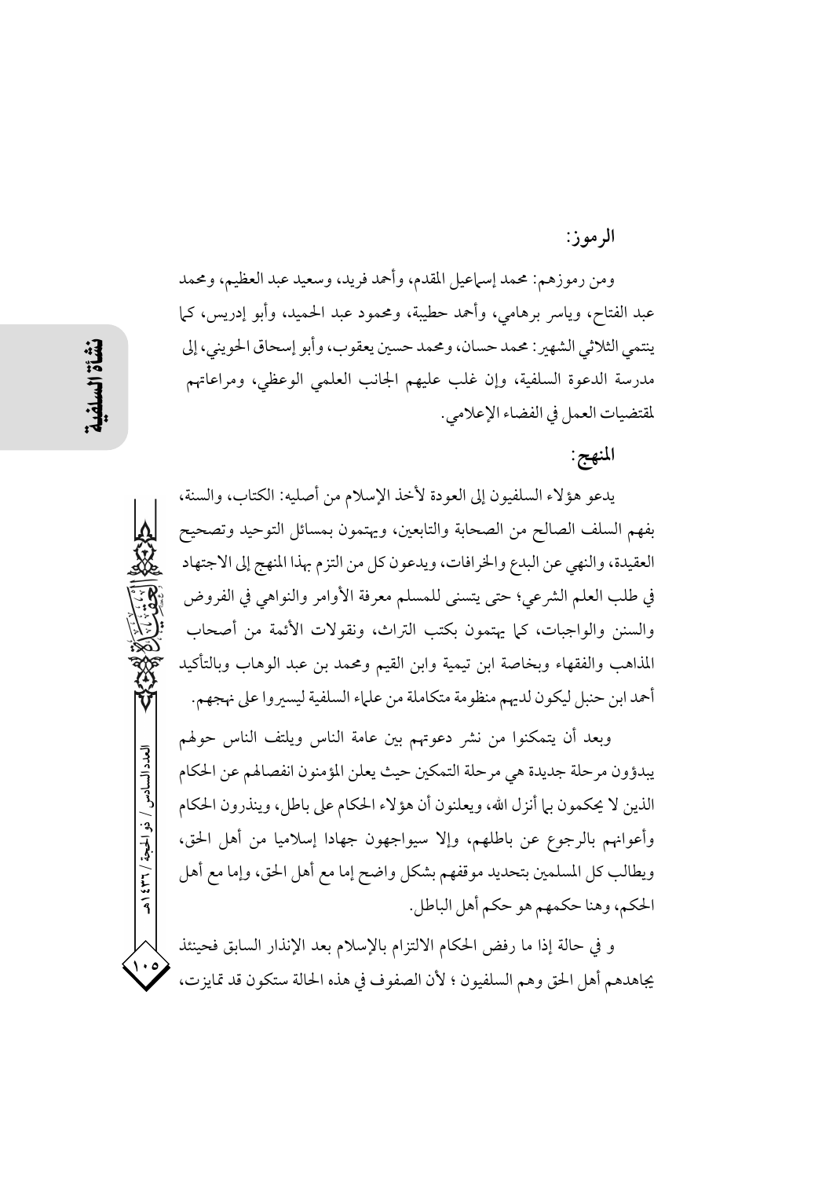## الرموز:

ومن رموزهم: محمد إسماعيل المقدم، وأحمد فريد، وسعيد عبد العظيم، ومحمد عبد الفتاح، وياسر برهامي، وأحمد حطيبة، ومحمود عبد الحميد، وأبو إدريس، كما ينتمي الثلاثي الشهير: محمد حسان، ومحمد حسين يعقوب، وأبو إسحاق الحويني، إلى مدرسة الدعوة السلفية، وإن غلب عليهم الجانب العلمي الوعظي، ومراعاتهم لمقتضيات العمل في الفضاء الإعلامي.

## المنهج:

يدعو هؤلاء السلفيون إلى العودة لأخذ الإسلام من أصليه: الكتاب، والسنة، بفهم السلف الصالح من الصحابة والتابعين، ويهتمون بمسائل التوحيد وتصحيح العقيدة، والنهي عن البدع والخرافات، ويدعون كل من التزم بهذا المنهج إلى الاجتهاد في طلب العلم الشرعي؛ حتى يتسنى للمسلم معرفة الأوامر والنواهي في الفروض والسنن والواجبات، كما يهتمون بكتب التراث، ونقولات الأئمة من أصحاب المذاهب والفقهاء وبخاصة ابن تيمية وابن القيم ومحمد بن عبد الوهاب وبالتأكيد أحمد ابن حنبل ليكون لديهم منظومة متكاملة من علماء السلفية ليسيروا على نهجهم.

وبعد أن يتمكنوا من نشر دعوتهم بين عامة الناس ويلتف الناس حولهم يبدؤون مرحلة جديدة هي مرحلة التمكين حيث يعلن المؤمنون انفصالهم عن الحكام الذين لا يحكمون بما أنزل الله، ويعلنون أن هؤلاء الحكام على باطل، وينذرون الحكام وأعوانهم بالرجوع عن باطلهم، وإلا سيواجهون جهادا إسلاميا من أهل الحق، ويطالب كل المسلمين بتحديد موقفهم بشكل واضح إما مع أهل الحق، وإما مع أهل الحكم، وهنا حكمهم هو حكم أهل الباطل.

و في حالة إذا ما رفض الحكام الالتزام بالإسلام بعد الإنذار السابق فحينئذ يجاهدهم أهل الحق وهم السلفيون ؛ لأن الصفوف في هذه الحالة ستكون قد تمايزت،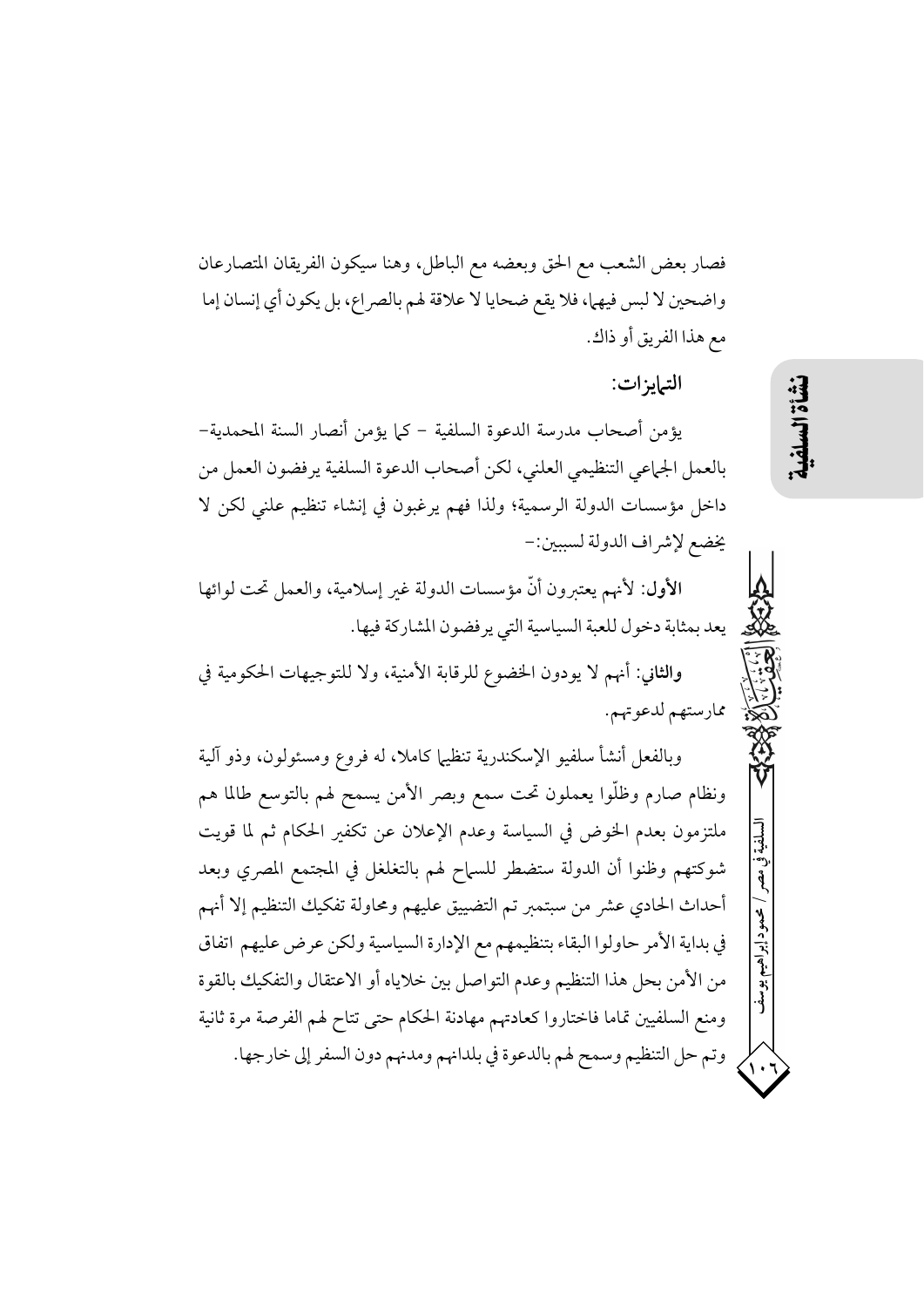فصار بعض الشعب مع الحق وبعضه مع الباطل، وهنا سيكون الفريقان المتصارعان واضحين لا لبس فيهما، فلا يقع ضحايا لا علاقة لهم بالصراع، بل يكون أي إنسان إما مع هذا الفريق أو ذاك.

**التمايزات:**

يؤمن أصحاب مدرسة الدعوة السلفية - كما يؤمن أنصار السنة المحمدية- بالعمل الجماعي التنظيمي العلني، لكن أصحاب الدعوة السلفية يرفضون العمل من داخل مؤسسات الدولة الرسمية؛ ولذا فهم يرغبون في إنشاء تنظيم علني لكن لا يخضع لإشراف الدولة لسببين:-

**الأول**: لأنهم يعتبرون أنّ مؤسسات الدولة غير إسلامية، والعمل تحت لوائها يعد بمثابة دخول للعبة السياسية التي يرفضون المشاركة فيها.

**والثاني**: أنهم لا يودون الخضوع للرقابة الأمنية، ولا للتوجيهات الحكومية في ممارستهم لدعوتهم.

وبالفعل أنشأ سلفيو الإسكندرية تنظيما كاملا، له فروع ومسئولون، وذو آلية ونظام صارم وظلّوا يعملون تحت سمع وبصر الأمن يسمح لهم بالتوسع طالما هم ملتزمون بعدم الخوض في السياسة وعدم الإعلان عن تكفير الحكام ثم لما قويت شوكتهم وظنوا أن الدولة ستضطر للسماح لهم بالتغلغل في المجتمع المصري وبعد أحداث الحادي عشر من سبتمبر تم التضييق عليهم ومحاولة تفكيك التنظيم إلا أنهم في بداية الأمر حاولوا البقاء بتنظيمهم مع الإدارة السياسية ولكن عرض عليهم اتفاق من الأمن بحل هذا التنظيم وعدم التواصل بين خلاياه أو الاعتقال والتفكيك بالقوة ومنع السلفيين تماما فاختاروا كعادتهم مهادنة الحكام حتى تتاح لهم الفرصة مرة ثانية وتم حل التنظيم وسمح لهم بالدعوة في بلدانهم ومدنهم دون السفر إلى خارجها.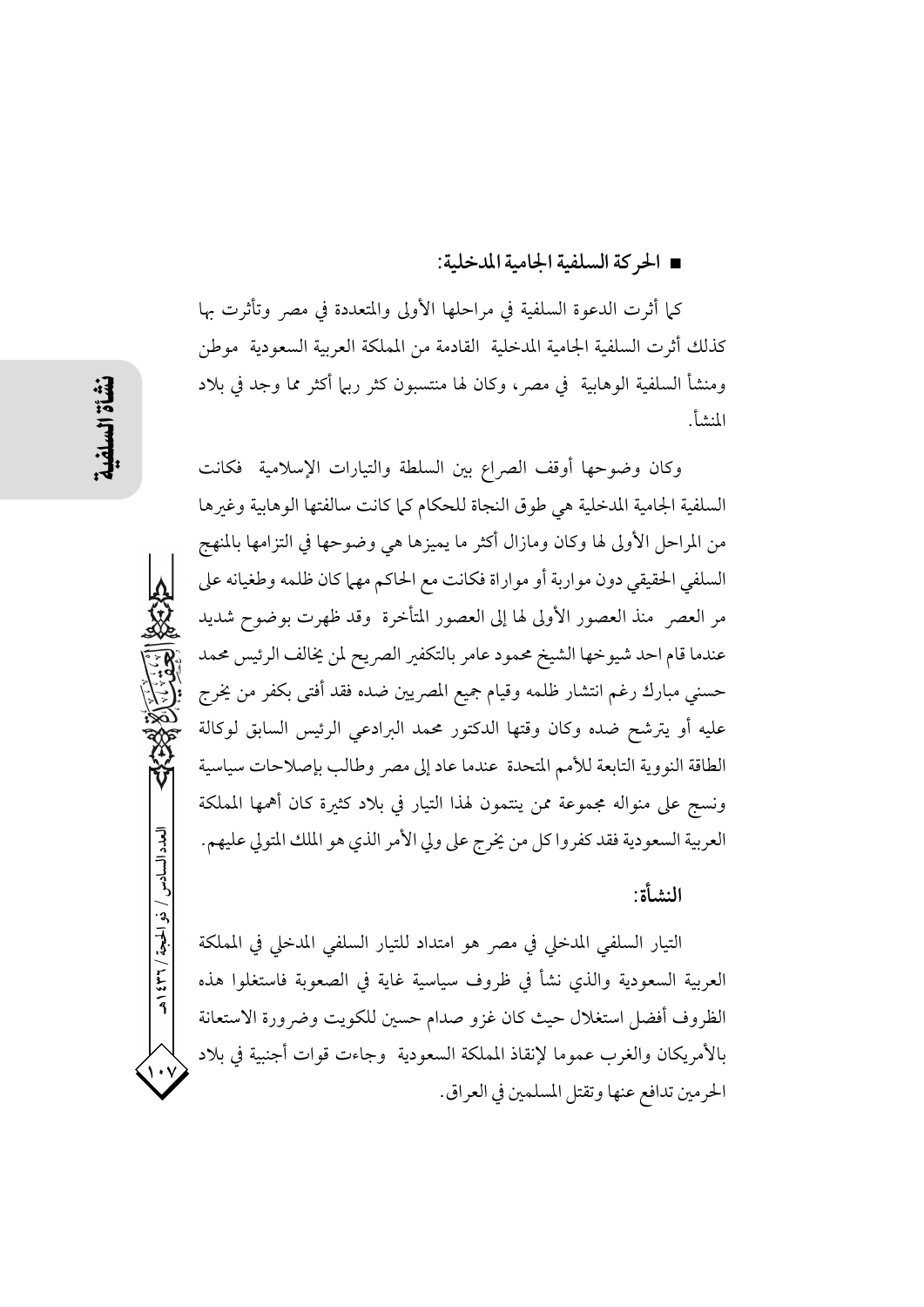- **الحركة السلفية الجامية المدخلية:**

كما أثرت الدعوة السلفية في مراحلها الأولى والمتعددة في مصر وتأثرت بها كذلك أثرت السلفية الجامية المدخلية القادمة من المملكة العربية السعودية موطن ومنشأ السلفية الوهابية في مصر، وكان لها منتسبون كثر ربما أكثر مما وجد في بلاد المنشأ.

وكان وضوحها أوقف الصراع بين السلطة والتيارات الإسلامية فكانت السلفية الجامية المدخلية هي طوق النجاة للحكام كما كانت سالفتها الوهابية وغيرها من المراحل الأولى لها وكان ومازال أكثر ما يميزها هي وضوحها في التزامها بالمنهج السلفي الحقيقي دون مواربة أو مواراة فكانت مع الحاكم مهما كان ظلمه وطغيانه على مر العصر منذ العصور الأولى لها إلى العصور المتأخرة وقد ظهرت بوضوح شديد عندما قام احد شيوخها الشيخ محمود عامر بالتكفير الصريح لمن يخالف الرئيس محمد حسني مبارك رغم انتشار ظلمه وقيام جميع المصريين ضده فقد أفتى بكفر من يخرج عليه أو يترشح ضده وكان وقتها الدكتور محمد البرادعي الرئيس السابق لوكالة الطاقة النووية التابعة للأمم المتحدة عندما عاد إلى مصر وطالب بإصلاحات سياسية ونسج على منواله مجموعة ممن ينتمون لهذا التيار في بلاد كثيرة كان أهمها المملكة العربية السعودية فقد كفروا كل من يخرج على ولي الأمر الذي هو الملك المتولي عليهم.

**النشأة:**

التيار السلفي المدخلي في مصر هو امتداد للتيار السلفي المدخلي في المملكة العربية السعودية والذي نشأ في ظروف سياسية غاية في الصعوبة فاستغلوا هذه الظروف أفضل استغلال حيث كان غزو صدام حسين للكويت وضرورة الاستعانة بالأمريكان والغرب عموما لإنقاذ المملكة السعودية وجاءت قوات أجنبية في بلاد الحرمين تدافع عنها وتقتل المسلمين في العراق.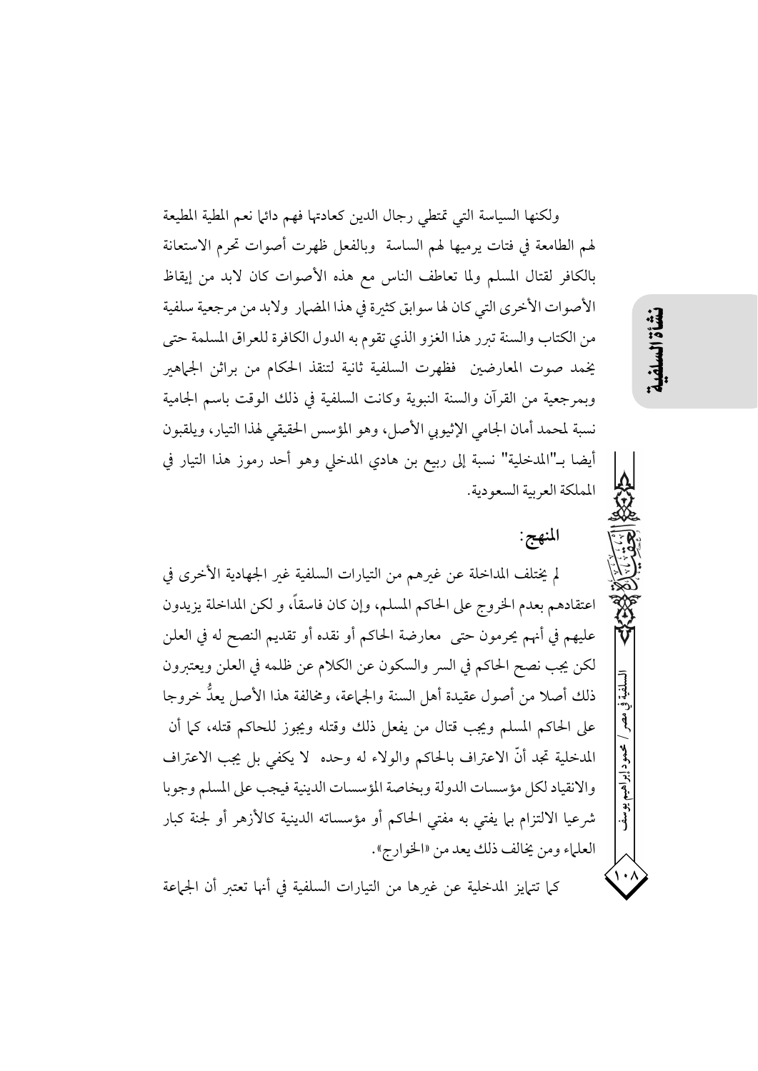ولكنها السياسة التي تمتطي رجال الدين كعادتها فهم دائما نعم المطية المطيعة لهم الطامعة في فتات يرميها لهم الساسة وبالفعل ظهرت أصوات تحرم الاستعانة بالكافر لقتال المسلم ولما تعاطف الناس مع هذه الأصوات كان لابد من إيقاظ الأصوات الأخرى التي كان لها سوابق كثيرة في هذا المضمار ولابد من مرجعية سلفية من الكتاب والسنة تبرر هذا الغزو الذي تقوم به الدول الكافرة للعراق المسلمة حتى يخمد صوت المعارضين فظهرت السلفية ثانية لتنقذ الحكام من براثن الجماهير وبمرجعية من القرآن والسنة النبوية وكانت السلفية في ذلك الوقت باسم الجامية نسبة لمحمد أمان الجامي الإثيوبي الأصل، وهو المؤسس الحقيقي لهذا التيار، ويلقبون أيضا بـ"المدخلية" نسبة إلى ربيع بن هادي المدخلي وهو أحد رموز هذا التيار في المملكة العربية السعودية.

## المنهج:

لم يختلف المداخلة عن غيرهم من التيارات السلفية غير الجهادية الأخرى في اعتقادهم بعدم الخروج على الحاكم المسلم، وإن كان فاسقاً، و لكن المداخلة يزيدون عليهم في أنهم يحرمون حتى معارضة الحاكم أو نقده أو تقديم النصح له في العلن لكن يجب نصح الحاكم في السر والسكون عن الكلام عن ظلمه في العلن ويعتبرون ذلك أصلا من أصول عقيدة أهل السنة والجماعة، ومخالفة هذا الأصل يعدُّ خروجا على الحاكم المسلم ويجب قتال من يفعل ذلك وقتله ويجوز للحاكم قتله، كما أن المدخلية تجد أنّ الاعتراف بالحاكم والولاء له وحده لا يكفي بل يجب الاعتراف والانقياد لكل مؤسسات الدولة وبخاصة المؤسسات الدينية فيجب على المسلم وجوبا شرعيا الالتزام بما يفتي به مفتي الحاكم أو مؤسساته الدينية كالأزهر أو لجنة كبار العلماء ومن يخالف ذلك يعد من «الخوارج».

كما تتمايز المدخلية عن غيرها من التيارات السلفية في أنها تعتبر أن الجماعة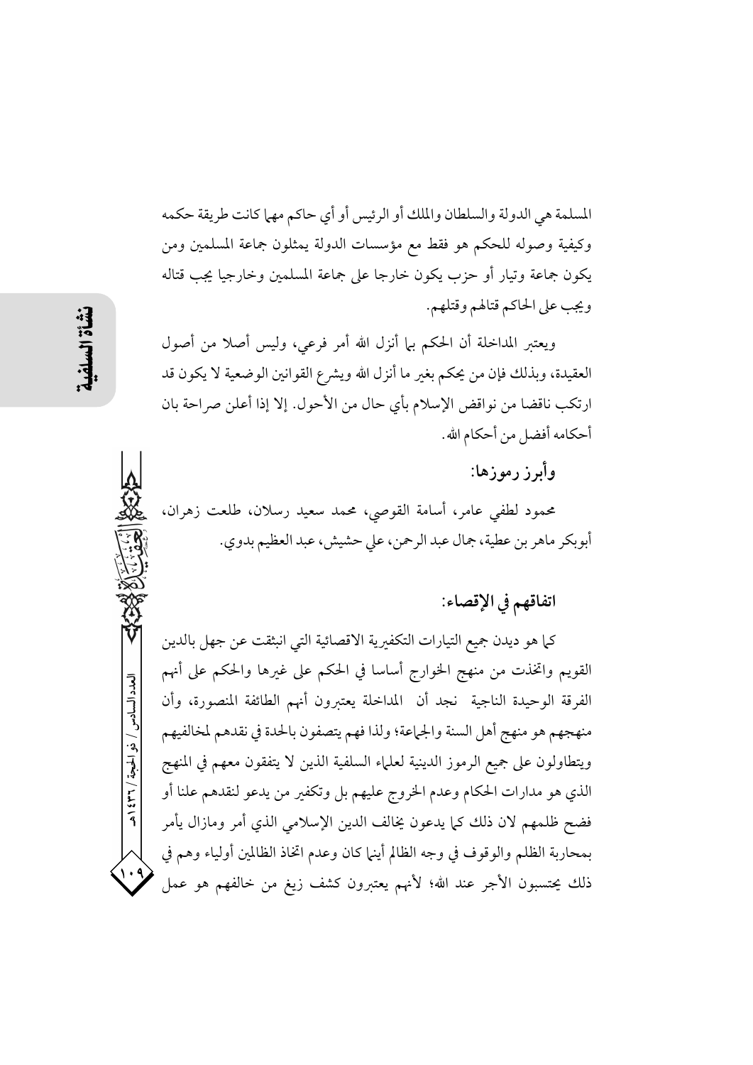المسلمة هي الدولة والسلطان والملك أو الرئيس أو أي حاكم مهما كانت طريقة حكمه وكيفية وصوله للحكم هو فقط مع مؤسسات الدولة يمثلون جماعة المسلمين ومن يكون جماعة وتيار أو حزب يكون خارجا على جماعة المسلمين وخارجيا يجب قتاله ويجب على الحاكم قتالهم وقتلهم.

ويعتبر المداخلة أن الحكم بما أنزل الله أمر فرعي، وليس أصلا من أصول العقيدة، وبذلك فإن من يحكم بغير ما أنزل الله ويشرع القوانين الوضعية لا يكون قد ارتكب ناقضا من نواقض الإسلام بأي حال من الأحوال. إلا إذا أعلن صراحة بان أحكامه أفضل من أحكام الله.

### وأبرز رموزها:

محمود لطفي عامر، أسامة القوصي، محمد سعيد رسلان، طلعت زهران، أبوبكر ماهر بن عطية، جمال عبد الرحمن، علي حشيش، عبد العظيم بدوي.

### اتفاقهم في الإقصاء:

كما هو ديدن جميع التيارات التكفيرية الاقصائية التي انبثقت عن جهل بالدين القويم واتخذت من منهج الخوارج أساسا في الحكم على غيرها والحكم على أنهم الفرقة الوحيدة الناجية نجد أن المداخلة يعتبرون أنهم الطائفة المنصورة، وأن منهجهم هو منهج أهل السنة والجماعة؛ ولذا فهم يتصفون بالحدة في نقدهم لمخالفيهم ويتطاولون على جميع الرموز الدينية لعلماء السلفية الذين لا يتفقون معهم في المنهج الذي هو مدارات الحكام وعدم الخروج عليهم بل وتكفير من يدعو لنقدهم علنا أو فضح ظلمهم لان ذلك كما يدعون يخالف الدين الإسلامي الذي أمر ومازال يأمر بمحاربة الظلم والوقوف في وجه الظالم أينما كان وعدم اتخاذ الظالمين أولياء وهم في ذلك يحتسبون الأجر عند الله؛ لأنهم يعتبرون كشف زيغ من خالفهم هو عمل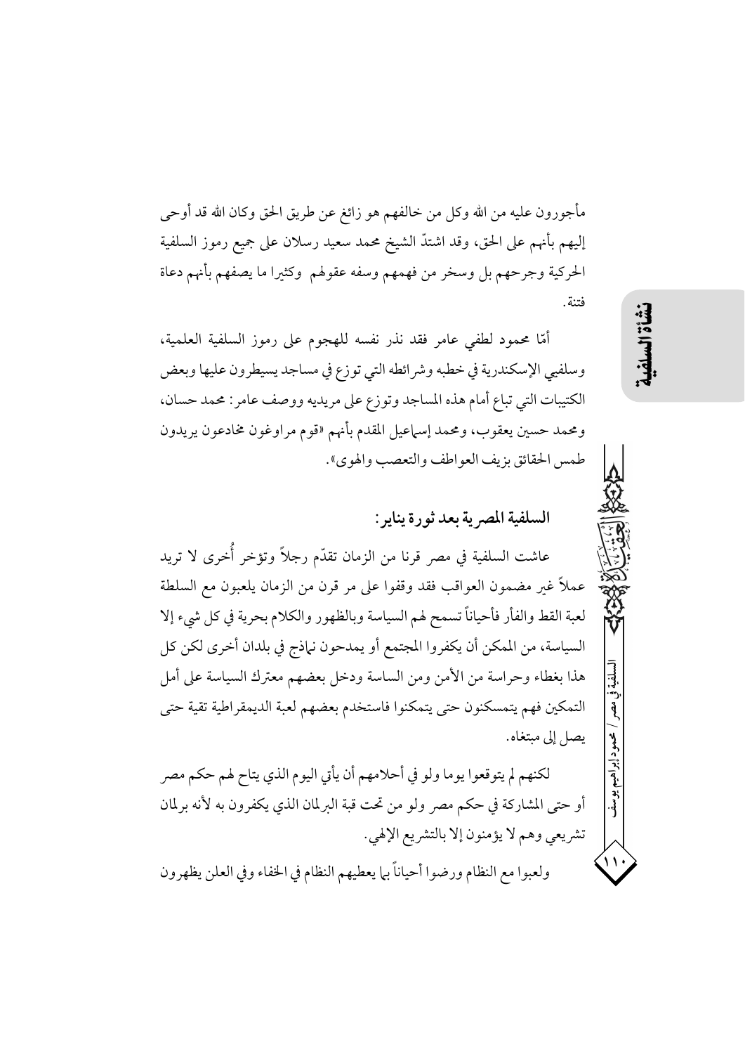مأجورون عليه من الله وكل من خالفهم هو زائغ عن طريق الحق وكان الله قد أوحى إليهم بأنهم على الحق، وقد اشتدّ الشيخ محمد سعيد رسلان على جميع رموز السلفية الحركية وجرحهم بل وسخر من فهمهم وسفه عقولهم وكثيرا ما يصفهم بأنهم دعاة فتنة.

أمّا محمود لطفي عامر فقد نذر نفسه للهجوم على رموز السلفية العلمية، وسلفيي الإسكندرية في خطبه وشرائطه التي توزع في مساجد يسيطرون عليها وبعض الكتيبات التي تباع أمام هذه المساجد وتوزع على مريديه ووصف عامر: محمد حسان، ومحمد حسين يعقوب، ومحمد إسماعيل المقدم بأنهم «قوم مراوغون مخادعون يريدون طمس الحقائق بزيف العواطف والتعصب والهوى».

### السلفية المصرية بعد ثورة يناير:

عاشت السلفية في مصر قرنا من الزمان تقدّم رجلاً وتؤخر أُخرى لا تريد عملاً غير مضمون العواقب فقد وقفوا على مر قرن من الزمان يلعبون مع السلطة لعبة القط والفأر فأحياناً تسمح لهم السياسة وبالظهور والكلام بحرية في كل شيء إلا السياسة، من الممكن أن يكفروا المجتمع أو يمدحون نماذج في بلدان أخرى لكن كل هذا بغطاء وحراسة من الأمن ومن الساسة ودخل بعضهم معترك السياسة على أمل التمكين فهم يتمسكنون حتى يتمكنوا فاستخدم بعضهم لعبة الديمقراطية تقية حتى يصل إلى مبتغاه.

لكنهم لم يتوقعوا يوما ولو في أحلامهم أن يأتي اليوم الذي يتاح لهم حكم مصر أو حتى المشاركة في حكم مصر ولو من تحت قبة البرلمان الذي يكفرون به لأنه برلمان تشريعي وهم لا يؤمنون إلا بالتشريع الإلهي.

ولعبوا مع النظام ورضوا أحياناً بما يعطيهم النظام في الخفاء وفي العلن يظهرون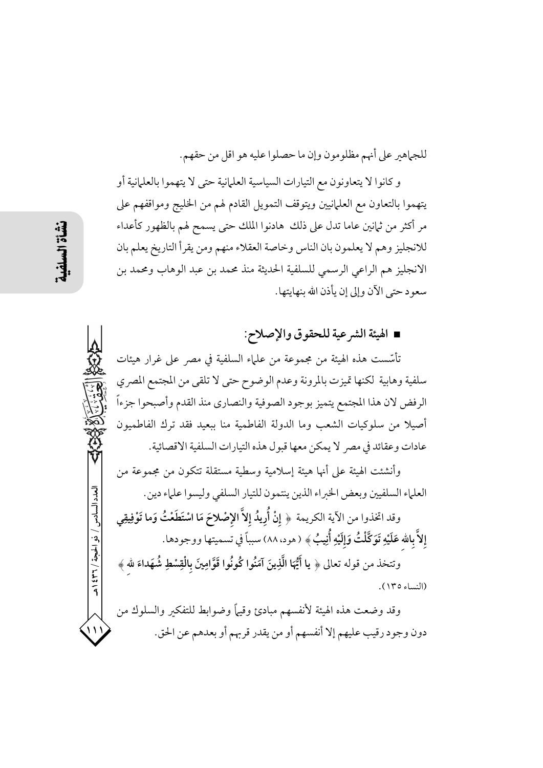للجماهير على أنهم مظلومون وإن ما حصلوا عليه هو اقل من حقهم.

و كانوا لا يتعاونون مع التيارات السياسية العلمانية حتى لا يتهموا بالعلمانية أو يتهموا بالتعاون مع العلمانيين ويتوقف التمويل القادم لهم من الخليج ومواقفهم على مر أكثر من ثمانين عاما تدل على ذلك هادنوا الملك حتى يسمح لهم بالظهور كأعداء للانجليز وهم لا يعلمون بان الناس وخاصة العقلاء منهم ومن يقرأ التاريخ يعلم بان الانجليز هم الراعي الرسمي للسلفية الحديثة منذ محمد بن عبد الوهاب ومحمد بن سعود حتى الآن وإلى إن يأذن الله بنهايتها.

## ■ الهيئة الشرعية للحقوق والإصلاح:

تأسّست هذه الهيئة من مجموعة من علماء السلفية في مصر على غرار هيئات سلفية وهابية لكنها تميزت بالمرونة وعدم الوضوح حتى لا تلقى من المجتمع المصري الرفض لان هذا المجتمع يتميز بوجود الصوفية والنصارى منذ القدم وأصبحوا جزءاً أصيلا من سلوكيات الشعب وما الدولة الفاطمية منا ببعيد فقد ترك الفاطميون عادات وعقائد في مصر لا يمكن معها قبول هذه التيارات السلفية الاقصائية.

وأنشئت الهيئة على أنها هيئة إسلامية وسطية مستقلة تتكون من مجموعة من العلماء السلفيين وبعض الخبراء الذين ينتمون للتيار السلفي وليسوا علماء دين.

وقد اتخذوا من الآية الكريمة ﴿ **إِنْ أُرِيدُ إِلاَّ الإِصْلاحَ مَا اسْتَطَعْتُ وَما تَوْفِيقِي إِلاَّ بِاللهِ عَلَيْهِ تَوَكَّلْتُ وَإِلَيْهِ أُنِيبُ** ﴾ (هود، ٨٨) سبباً في تسميتها ووجودها.

وتتخذ من قوله تعالى ﴿ **يا أَيُّهَا الَّذِينَ آمَنُوا كُونُوا قَوَّامِينَ بِالْقِسْطِ شُهَداءَ للهِ** ﴾ (النساء ١٣٥).

وقد وضعت هذه الهيئة لأنفسهم مبادئ وقيماً وضوابط للتفكير والسلوك من دون وجود رقيب عليهم إلا أنفسهم أو من يقدر قربهم أو بعدهم عن الحق.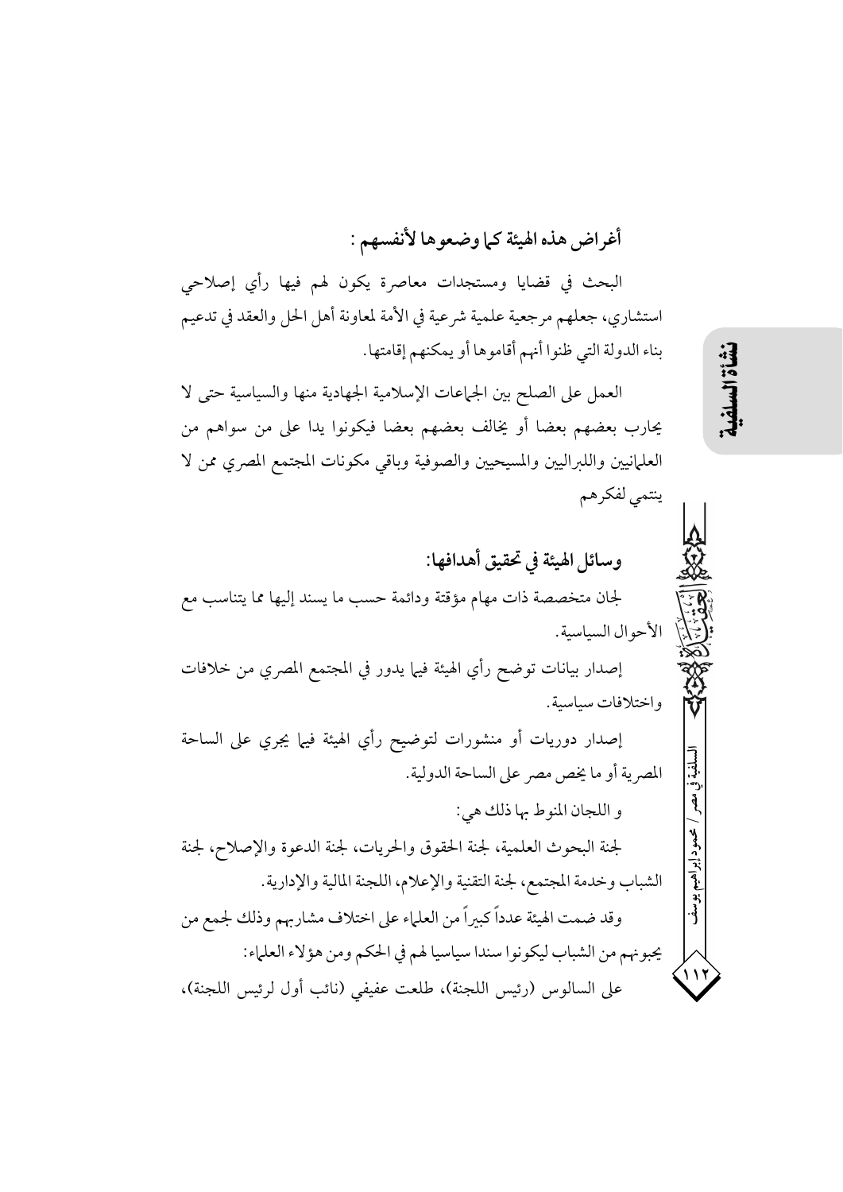### أغراض هذه الهيئة كما وضعوها لأنفسهم :

البحث في قضايا ومستجدات معاصرة يكون لهم فيها رأي إصلاحي استشاري، جعلهم مرجعية علمية شرعية في الأمة لمعاونة أهل الحل والعقد في تدعيم بناء الدولة التي ظنوا أنهم أقاموها أو يمكنهم إقامتها.

العمل على الصلح بين الجماعات الإسلامية الجهادية منها والسياسية حتى لا يحارب بعضهم بعضا أو يخالف بعضهم بعضا فيكونوا يدا على من سواهم من العلمانيين واللبراليين والمسيحيين والصوفية وباقي مكونات المجتمع المصري ممن لا ينتمي لفكرهم

### وسائل الهيئة في تحقيق أهدافها:

لجان متخصصة ذات مهام مؤقتة ودائمة حسب ما يسند إليها مما يتناسب مع الأحوال السياسية.

إصدار بيانات توضح رأي الهيئة فيما يدور في المجتمع المصري من خلافات واختلافات سياسية.

إصدار دوريات أو منشورات لتوضيح رأي الهيئة فيما يجري على الساحة المصرية أو ما يخص مصر على الساحة الدولية.

و اللجان المنوط بها ذلك هي:

لجنة البحوث العلمية، لجنة الحقوق والحريات، لجنة الدعوة والإصلاح، لجنة الشباب وخدمة المجتمع، لجنة التقنية والإعلام، اللجنة المالية والإدارية.

وقد ضمت الهيئة عدداً كبيراً من العلماء على اختلاف مشاربهم وذلك لجمع من يحبونهم من الشباب ليكونوا سندا سياسيا لهم في الحكم ومن هؤلاء العلماء:

على السالوس (رئيس اللجنة)، طلعت عفيفي (نائب أول لرئيس اللجنة)،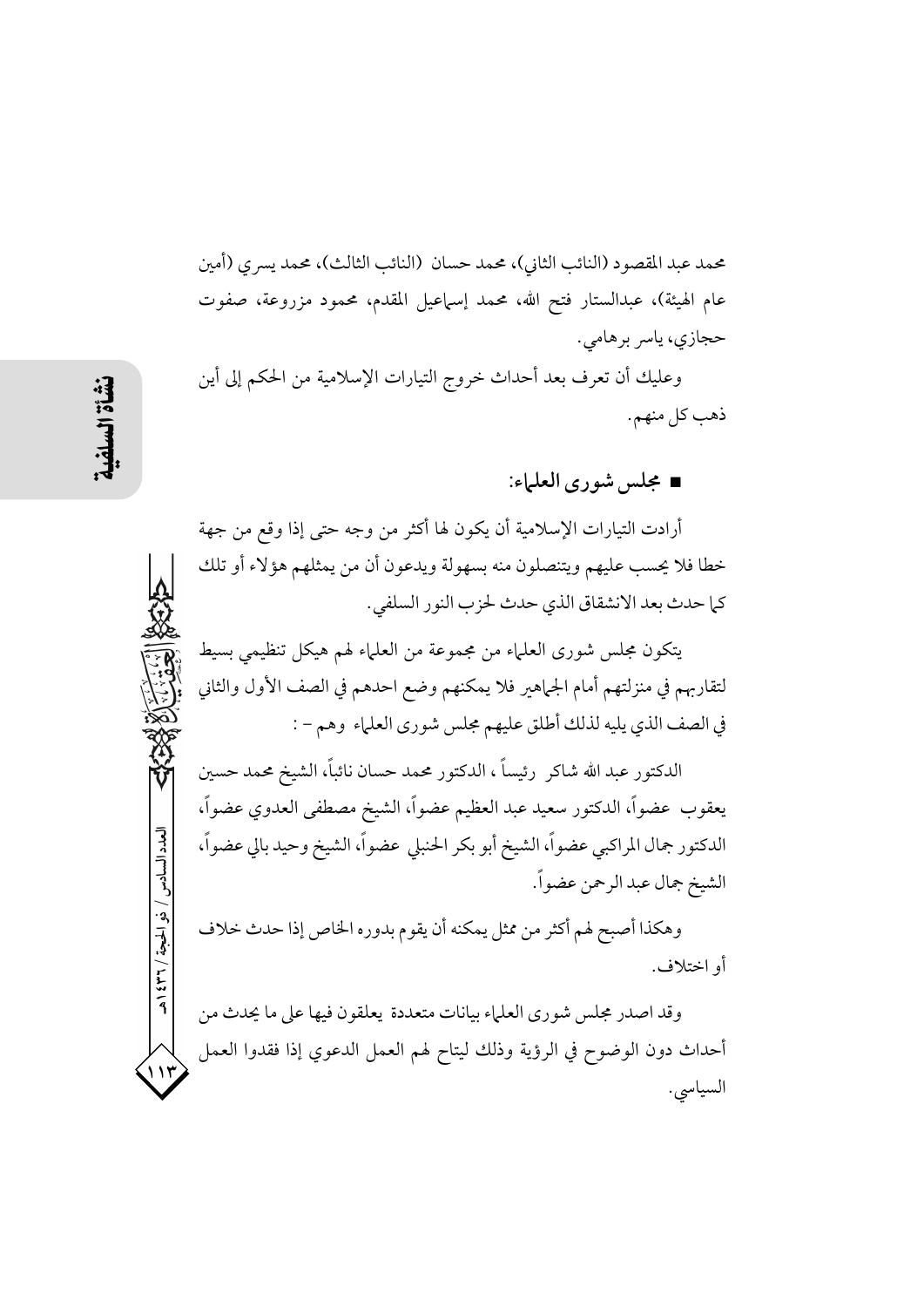محمد عبد المقصود (النائب الثاني)، محمد حسان (النائب الثالث)، محمد يسري (أمين عام الهيئة)، عبدالستار فتح الله، محمد إسماعيل المقدم، محمود مزروعة، صفوت حجازي، ياسر برهامي.

وعليك أن تعرف بعد أحداث خروج التيارات الإسلامية من الحكم إلى أين ذهب كل منهم.

- **مجلس شورى العلماء:**

أرادت التيارات الإسلامية أن يكون لها أكثر من وجه حتى إذا وقع من جهة خطا فلا يحسب عليهم ويتنصلون منه بسهولة ويدعون أن من يمثلهم هؤلاء أو تلك كما حدث بعد الانشقاق الذي حدث لحزب النور السلفي.

يتكون مجلس شورى العلماء من مجموعة من العلماء لهم هيكل تنظيمي بسيط لتقاربهم في منزلتهم أمام الجماهير فلا يمكنهم وضع احدهم في الصف الأول والثاني في الصف الذي يليه لذلك أطلق عليهم مجلس شورى العلماء وهم - :

الدكتور عبد الله شاكر رئيساً ، الدكتور محمد حسان نائباً، الشيخ محمد حسين يعقوب عضواً، الدكتور سعيد عبد العظيم عضواً، الشيخ مصطفى العدوي عضواً، الدكتور جمال المراكبي عضواً، الشيخ أبو بكر الحنبلي عضواً، الشيخ وحيد بالي عضواً، الشيخ جمال عبد الرحمن عضواً.

وهكذا أصبح لهم أكثر من ممثل يمكنه أن يقوم بدوره الخاص إذا حدث خلاف أو اختلاف.

وقد اصدر مجلس شورى العلماء بيانات متعددة يعلقون فيها على ما يحدث من أحداث دون الوضوح في الرؤية وذلك ليتاح لهم العمل الدعوي إذا فقدوا العمل السياسي.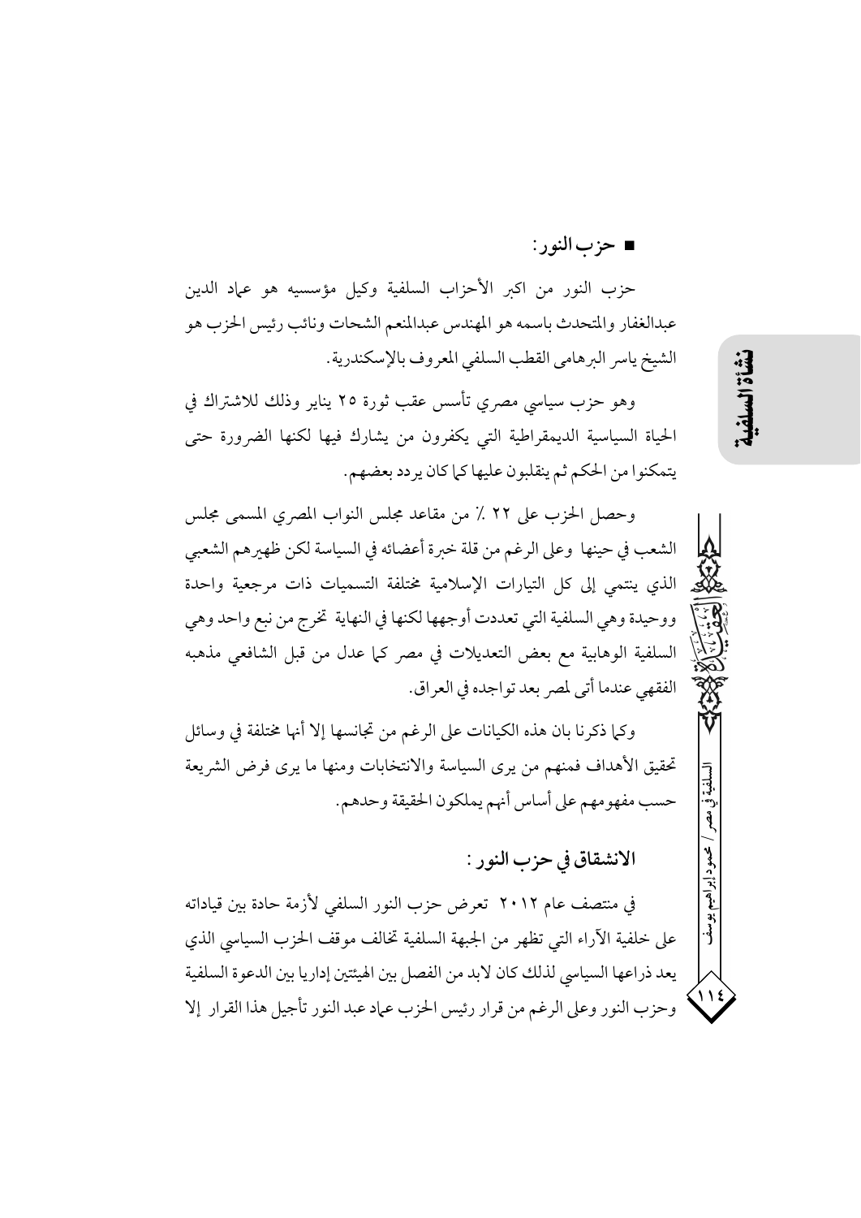## ■ حزب النور:

حزب النور من اكبر الأحزاب السلفية وكيل مؤسسيه هو عماد الدين عبدالغفار والمتحدث باسمه هو المهندس عبدالمنعم الشحات ونائب رئيس الحزب هو الشيخ ياسر البرهامى القطب السلفي المعروف بالإسكندرية.

وهو حزب سياسي مصري تأسس عقب ثورة ٢٥ يناير وذلك للاشتراك في الحياة السياسية الديمقراطية التي يكفرون من يشارك فيها لكنها الضرورة حتى يتمكنوا من الحكم ثم ينقلبون عليها كما كان يردد بعضهم.

وحصل الحزب على ٢٢ ٪ من مقاعد مجلس النواب المصري المسمى مجلس الشعب في حينها وعلى الرغم من قلة خبرة أعضائه في السياسة لكن ظهيرهم الشعبي الذي ينتمي إلى كل التيارات الإسلامية مختلفة التسميات ذات مرجعية واحدة ووحيدة وهي السلفية التي تعددت أوجهها لكنها في النهاية تخرج من نبع واحد وهي السلفية الوهابية مع بعض التعديلات في مصر كما عدل من قبل الشافعي مذهبه الفقهي عندما أتى لمصر بعد تواجده في العراق.

وكما ذكرنا بان هذه الكيانات على الرغم من تجانسها إلا أنها مختلفة في وسائل تحقيق الأهداف فمنهم من يرى السياسة والانتخابات ومنها ما يرى فرض الشريعة حسب مفهومهم على أساس أنهم يملكون الحقيقة وحدهم.

### الانشقاق في حزب النور:

في منتصف عام ٢٠١٢ تعرض حزب النور السلفي لأزمة حادة بين قياداته على خلفية الآراء التي تظهر من الجبهة السلفية تخالف موقف الحزب السياسي الذي يعد ذراعها السياسي لذلك كان لابد من الفصل بين الهيئتين إداريا بين الدعوة السلفية وحزب النور وعلى الرغم من قرار رئيس الحزب عماد عبد النور تأجيل هذا القرار إلا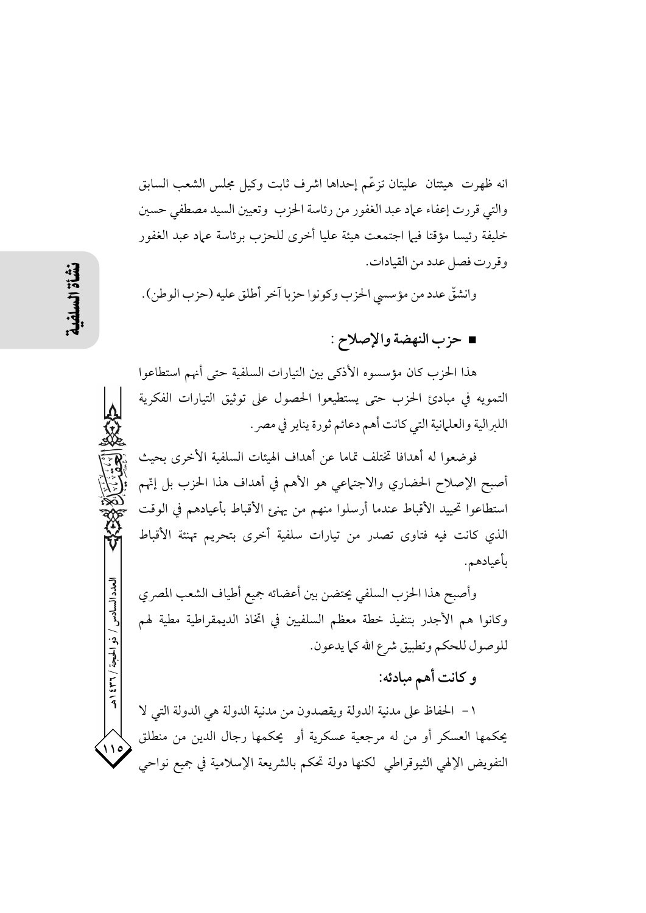انه ظهرت هيئتان عليتان تزعّم إحداها اشرف ثابت وكيل مجلس الشعب السابق والتي قررت إعفاء عماد عبد الغفور من رئاسة الحزب وتعيين السيد مصطفي حسين خليفة رئيسا مؤقتا فيها اجتمعت هيئة عليا أخرى للحزب برئاسة عماد عبد الغفور وقررت فصل عدد من القيادات.

وانشقّ عدد من مؤسسي الحزب وكونوا حزبا آخر أطلق عليه (حزب الوطن).

## ■ حزب النهضة والإصلاح :

هذا الحزب كان مؤسسوه الأذكى بين التيارات السلفية حتى أنهم استطاعوا التمويه في مبادئ الحزب حتى يستطيعوا الحصول على توثيق التيارات الفكرية اللبرالية والعلمانية التي كانت أهم دعائم ثورة يناير في مصر.

فوضعوا له أهدافا تختلف تماما عن أهداف الهيئات السلفية الأخرى بحيث أصبح الإصلاح الحضاري والاجتماعي هو الأهم في أهداف هذا الحزب بل إنّهم استطاعوا تحييد الأقباط عندما أرسلوا منهم من يهنئ الأقباط بأعيادهم في الوقت الذي كانت فيه فتاوى تصدر من تيارات سلفية أخرى بتحريم تهنئة الأقباط بأعيادهم.

وأصبح هذا الحزب السلفي يحتضن بين أعضائه جميع أطياف الشعب المصري وكانوا هم الأجدر بتنفيذ خطة معظم السلفيين في اتخاذ الديمقراطية مطية لهم للوصول للحكم وتطبيق شرع الله كما يدعون.

### و كانت أهم مبادئه:

١- الحفاظ على مدنية الدولة ويقصدون من مدنية الدولة هي الدولة التي لا يحكمها العسكر أو من له مرجعية عسكرية أو يحكمها رجال الدين من منطلق التفويض الإلهي الثيوقراطي لكنها دولة تحكم بالشريعة الإسلامية في جميع نواحي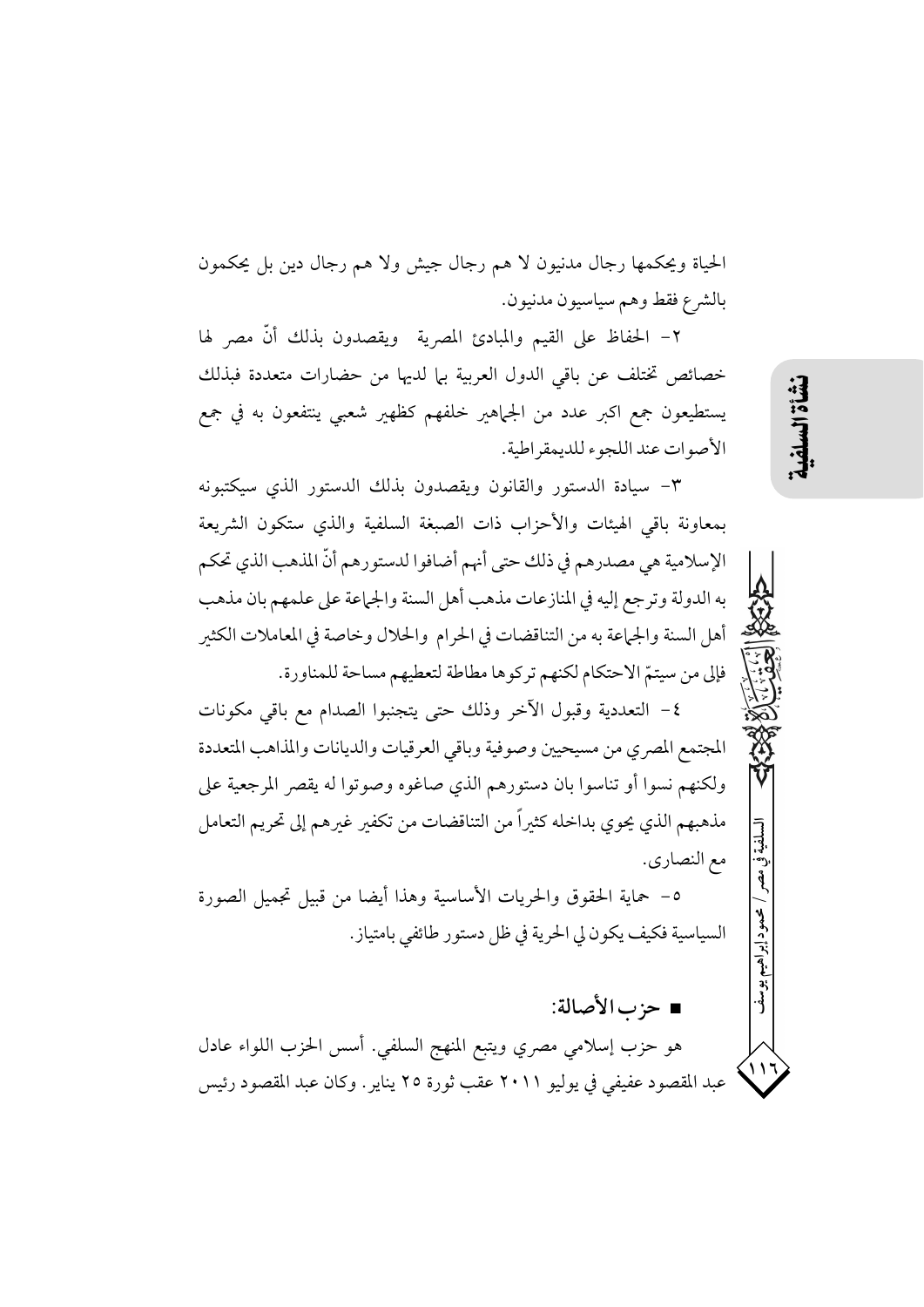الحياة ويحكمها رجال مدنيون لا هم رجال جيش ولا هم رجال دين بل يحكمون بالشرع فقط وهم سياسيون مدنيون.

٢- الحفاظ على القيم والمبادئ المصرية ويقصدون بذلك أنّ مصر لها خصائص تختلف عن باقي الدول العربية بما لديها من حضارات متعددة فبذلك يستطيعون جمع اكبر عدد من الجماهير خلفهم كظهير شعبي ينتفعون به في جمع الأصوات عند اللجوء للديمقراطية.

٣- سيادة الدستور والقانون ويقصدون بذلك الدستور الذي سيكتبونه بمعاونة باقي الهيئات والأحزاب ذات الصبغة السلفية والذي ستكون الشريعة الإسلامية هي مصدرهم في ذلك حتى أنهم أضافوا لدستورهم أنّ المذهب الذي تحكم به الدولة وترجع إليه في المنازعات مذهب أهل السنة والجماعة على علمهم بان مذهب أهل السنة والجماعة به من التناقضات في الحرام والحلال وخاصة في المعاملات الكثير فإلى من سيتمّ الاحتكام لكنهم تركوها مطاطة لتعطيهم مساحة للمناورة.

٤- التعددية وقبول الآخر وذلك حتى يتجنبوا الصدام مع باقي مكونات المجتمع المصري من مسيحيين وصوفية وباقي العرقيات والديانات والمذاهب المتعددة ولكنهم نسوا أو تناسوا بان دستورهم الذي صاغوه وصوتوا له يقصر المرجعية على مذهبهم الذي يحوي بداخله كثيراً من التناقضات من تكفير غيرهم إلى تحريم التعامل مع النصارى.

٥- حماية الحقوق والحريات الأساسية وهذا أيضا من قبيل تجميل الصورة السياسية فكيف يكون لي الحرية في ظل دستور طائفي بامتياز.

■ **حزب الأصالة:**

هو حزب إسلامي مصري ويتبع المنهج السلفي. أسس الحزب اللواء عادل عبد المقصود عفيفي في يوليو ٢٠١١ عقب ثورة ٢٥ يناير. وكان عبد المقصود رئيس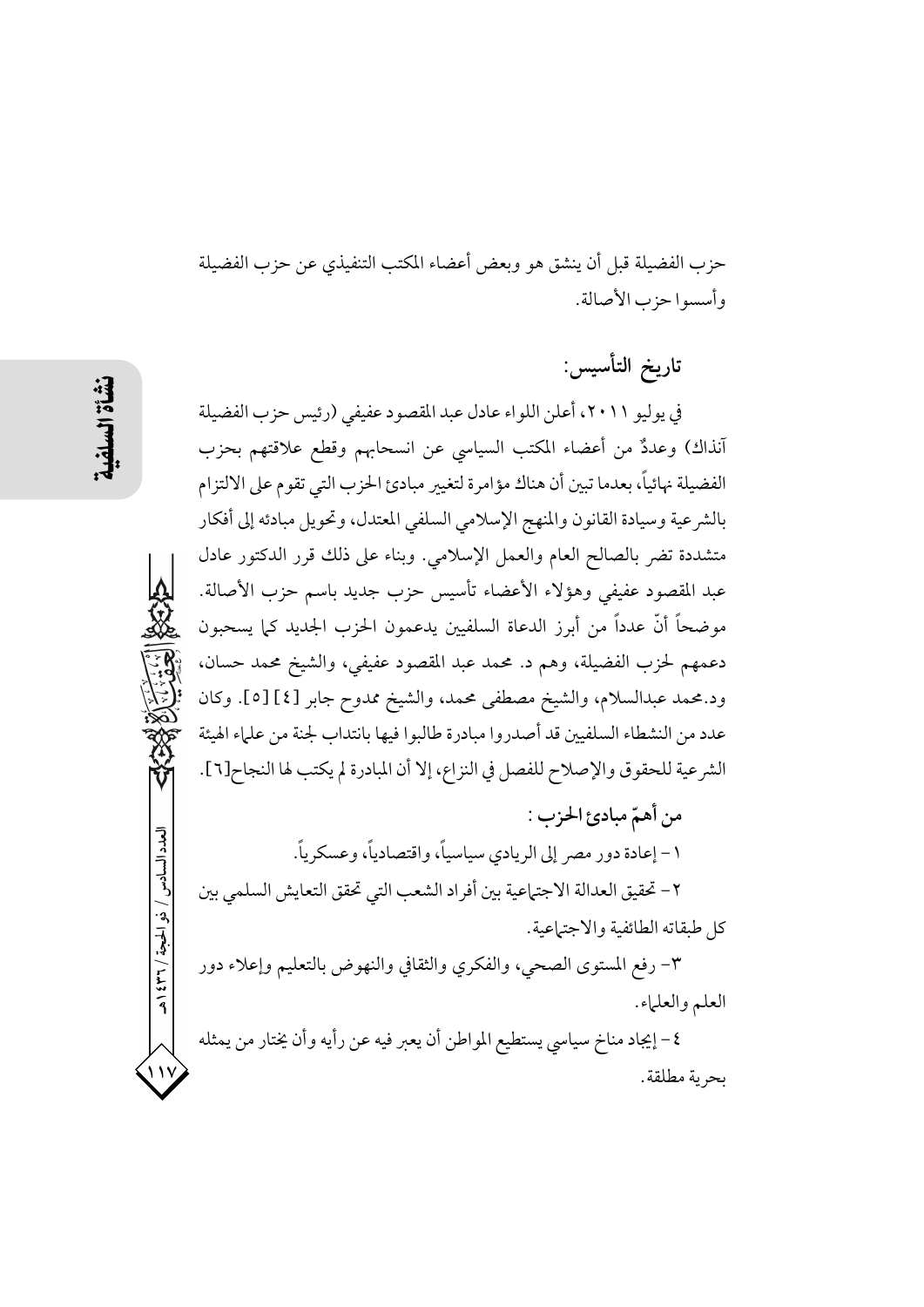حزب الفضيلة قبل أن ينشق هو وبعض أعضاء المكتب التنفيذي عن حزب الفضيلة وأسسوا حزب الأصالة.

## تاريخ التأسيس:

في يوليو ٢٠١١، أعلن اللواء عادل عبد المقصود عفيفي (رئيس حزب الفضيلة آنذاك) وعددٌ من أعضاء المكتب السياسي عن انسحابهم وقطع علاقتهم بحزب الفضيلة نهائياً، بعدما تبين أن هناك مؤامرة لتغيير مبادئ الحزب التي تقوم على الالتزام بالشرعية وسيادة القانون والمنهج الإسلامي السلفي المعتدل، وتحويل مبادئه إلى أفكار متشددة تضر بالصالح العام والعمل الإسلامي. وبناء على ذلك قرر الدكتور عادل عبد المقصود عفيفي وهؤلاء الأعضاء تأسيس حزب جديد باسم حزب الأصالة. موضحاً أنّ عدداً من أبرز الدعاة السلفيين يدعمون الحزب الجديد كما يسحبون دعمهم لحزب الفضيلة، وهم د. محمد عبد المقصود عفيفي، والشيخ محمد حسان، ود.محمد عبدالسلام، والشيخ مصطفى محمد، والشيخ ممدوح جابر [٤] [٥]. وكان عدد من النشطاء السلفيين قد أصدروا مبادرة طالبوا فيها بانتداب لجنة من علماء الهيئة الشرعية للحقوق والإصلاح للفصل في النزاع، إلا أن المبادرة لم يكتب لها النجاح[٦].

**من أهمّ مبادئ الحزب :**

١- إعادة دور مصر إلى الريادي سياسياً، واقتصادياً، وعسكرياً.

٢- تحقيق العدالة الاجتماعية بين أفراد الشعب التي تحقق التعايش السلمي بين كل طبقاته الطائفية والاجتماعية.

٣- رفع المستوى الصحي، والفكري والثقافي والنهوض بالتعليم وإعلاء دور العلم والعلماء.

٤- إيجاد مناخ سياسي يستطيع المواطن أن يعبر فيه عن رأيه وأن يختار من يمثله بحرية مطلقة.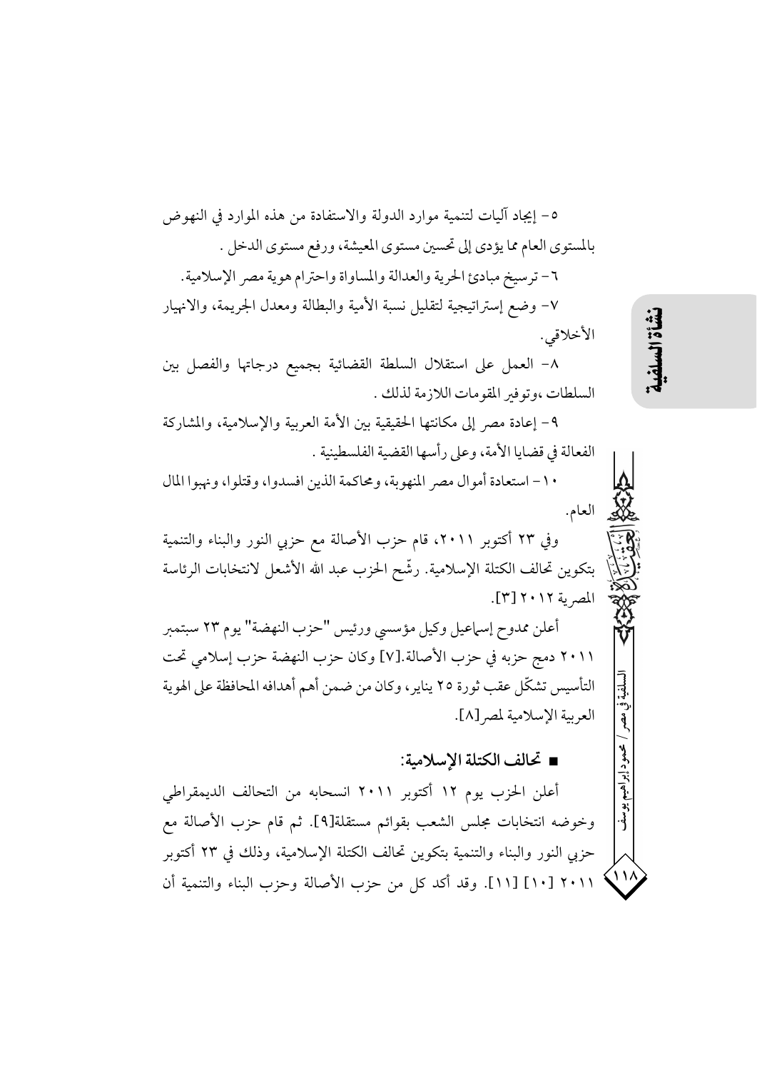٥- إيجاد آليات لتنمية موارد الدولة والاستفادة من هذه الموارد في النهوض بالمستوى العام مما يؤدى إلى تحسين مستوى المعيشة، ورفع مستوى الدخل .

٦- ترسيخ مبادئ الحرية والعدالة والمساواة واحترام هوية مصر الإسلامية.

٧- وضع إستراتيجية لتقليل نسبة الأمية والبطالة ومعدل الجريمة، والانهيار الأخلاقي.

٨- العمل على استقلال السلطة القضائية بجميع درجاتها والفصل بين السلطات ،وتوفير المقومات اللازمة لذلك .

٩- إعادة مصر إلى مكانتها الحقيقية بين الأمة العربية والإسلامية، والمشاركة الفعالة في قضايا الأمة، وعلى رأسها القضية الفلسطينية .

١٠- استعادة أموال مصر المنهوبة، ومحاكمة الذين افسدوا، وقتلوا، ونهبوا المال العام.

وفي ٢٣ أكتوبر ٢٠١١، قام حزب الأصالة مع حزبي النور والبناء والتنمية بتكوين تحالف الكتلة الإسلامية. رشّح الحزب عبد الله الأشعل لانتخابات الرئاسة المصرية ٢٠١٢ [٣].

أعلن ممدوح إسماعيل وكيل مؤسسي ورئيس "حزب النهضة" يوم ٢٣ سبتمبر ٢٠١١ دمج حزبه في حزب الأصالة.[٧] وكان حزب النهضة حزب إسلامي تحت التأسيس تشكّل عقب ثورة ٢٥ يناير، وكان من ضمن أهم أهدافه المحافظة على الهوية العربية الإسلامية لمصر[٨].

## ■ تحالف الكتلة الإسلامية:

أعلن الحزب يوم ١٢ أكتوبر ٢٠١١ انسحابه من التحالف الديمقراطي وخوضه انتخابات مجلس الشعب بقوائم مستقلة[٩]. ثم قام حزب الأصالة مع حزبي النور والبناء والتنمية بتكوين تحالف الكتلة الإسلامية، وذلك في ٢٣ أكتوبر ٢٠١١ [١٠] [١١]. وقد أكد كل من حزب الأصالة وحزب البناء والتنمية أن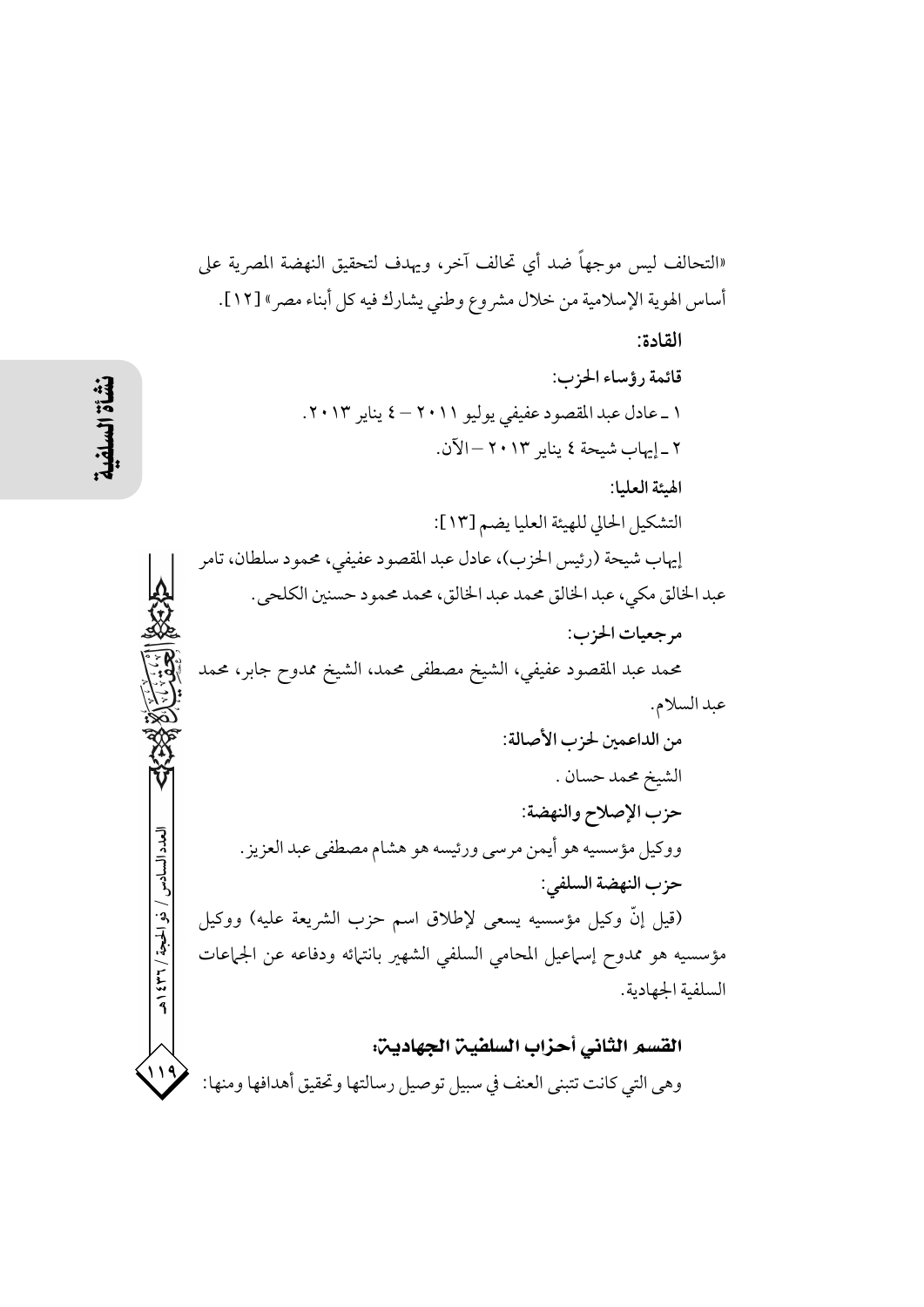«التحالف ليس موجهاً ضد أي تحالف آخر، ويهدف لتحقيق النهضة المصرية على أساس الهوية الإسلامية من خلال مشروع وطني يشارك فيه كل أبناء مصر» [١٢].

**القادة:**

**قائمة رؤساء الحزب:**

١ ـ عادل عبد المقصود عفيفي يوليو ٢٠١١ – ٤ يناير ٢٠١٣.

٢ ـ إيهاب شيحة ٤ يناير ٢٠١٣ – الآن.

**الهيئة العليا:**

التشكيل الحالي للهيئة العليا يضم [١٣]:

إيهاب شيحة (رئيس الحزب)، عادل عبد المقصود عفيفي، محمود سلطان، تامر عبد الخالق مكي، عبد الخالق محمد عبد الخالق، محمد محمود حسنين الكلحى.

**مرجعيات الحزب:**

محمد عبد المقصود عفيفي، الشيخ مصطفى محمد، الشيخ ممدوح جابر، محمد عبد السلام.

**من الداعمين لحزب الأصالة:**

الشيخ محمد حسان .

**حزب الإصلاح والنهضة:**

ووكيل مؤسسيه هو أيمن مرسى ورئيسه هو هشام مصطفى عبد العزيز.

**حزب النهضة السلفي:**

(قيل إنّ وكيل مؤسسيه يسعى لإطلاق اسم حزب الشريعة عليه) ووكيل مؤسسيه هو ممدوح إسماعيل المحامي السلفي الشهير بانتمائه ودفاعه عن الجماعات السلفية الجهادية.

## القسم الثاني أحزاب السلفية الجهادية:

وهى التي كانت تتبنى العنف في سبيل توصيل رسالتها وتحقيق أهدافها ومنها: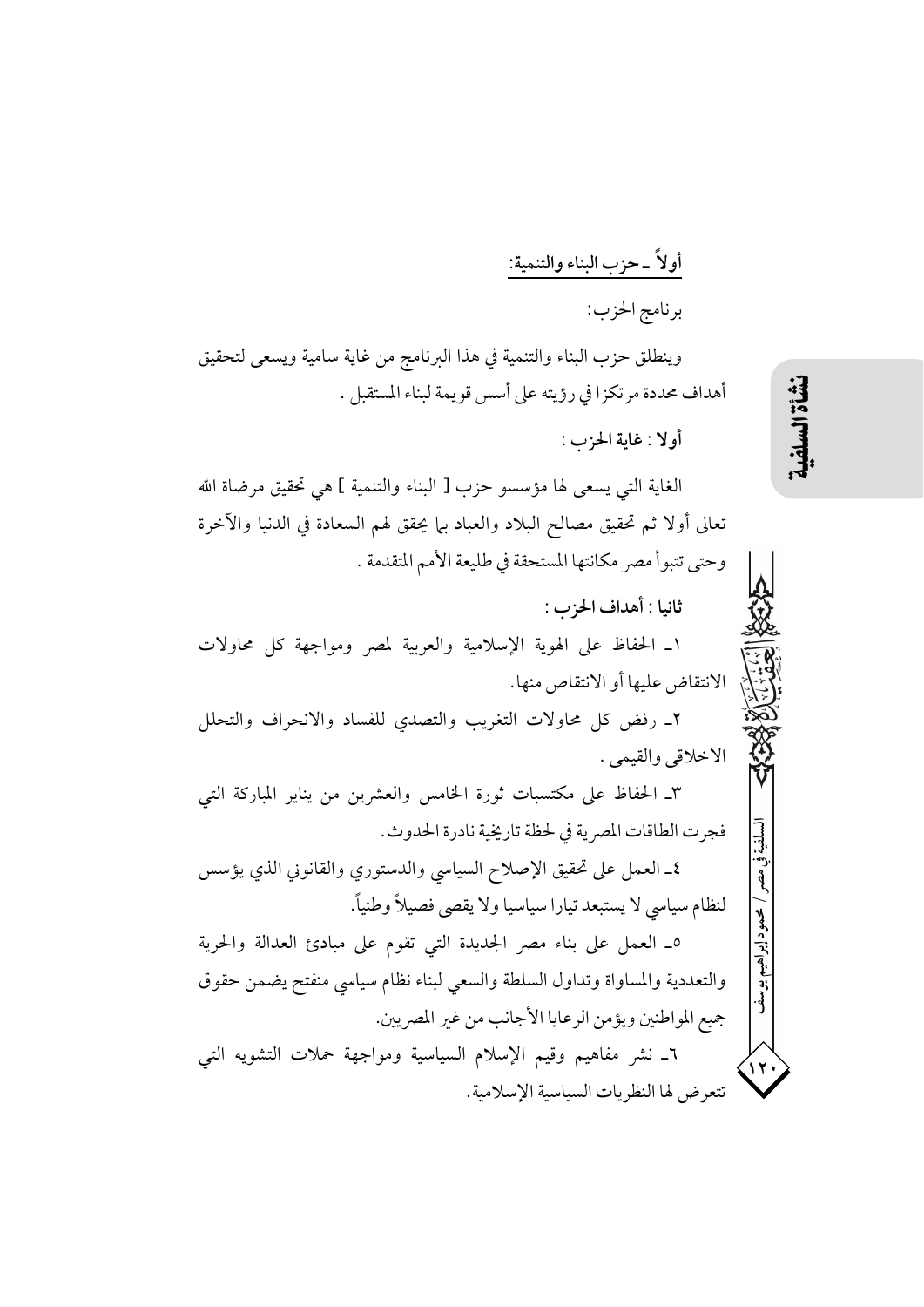## أولاً ـ حزب البناء والتنمية:

برنامج الحزب:

وينطلق حزب البناء والتنمية في هذا البرنامج من غاية سامية ويسعى لتحقيق أهداف محددة مرتكزا في رؤيته على أسس قويمة لبناء المستقبل .

### أولا : غاية الحزب :

الغاية التي يسعى لها مؤسسو حزب [ البناء والتنمية ] هي تحقيق مرضاة الله تعالى أولا ثم تحقيق مصالح البلاد والعباد بما يحقق لهم السعادة في الدنيا والآخرة وحتى تتبوأ مصر مكانتها المستحقة في طليعة الأمم المتقدمة .

### ثانيا : أهداف الحزب :

١ـ الحفاظ على الهوية الإسلامية والعربية لمصر ومواجهة كل محاولات الانتقاض عليها أو الانتقاص منها.

٢ـ رفض كل محاولات التغريب والتصدي للفساد والانحراف والتحلل الاخلاقى والقيمى .

٣ـ الحفاظ على مكتسبات ثورة الخامس والعشرين من يناير المباركة التي فجرت الطاقات المصرية في لحظة تاريخية نادرة الحدوث.

٤ـ العمل على تحقيق الإصلاح السياسي والدستوري والقانوني الذي يؤسس لنظام سياسي لا يستبعد تيارا سياسيا ولا يقصى فصيلاً وطنياً.

٥ـ العمل على بناء مصر الجديدة التي تقوم على مبادئ العدالة والحرية والتعددية والمساواة وتداول السلطة والسعي لبناء نظام سياسي منفتح يضمن حقوق جميع المواطنين ويؤمن الرعايا الأجانب من غير المصريين.

٦ـ نشر مفاهيم وقيم الإسلام السياسية ومواجهة حملات التشويه التي تتعرض لها النظريات السياسية الإسلامية.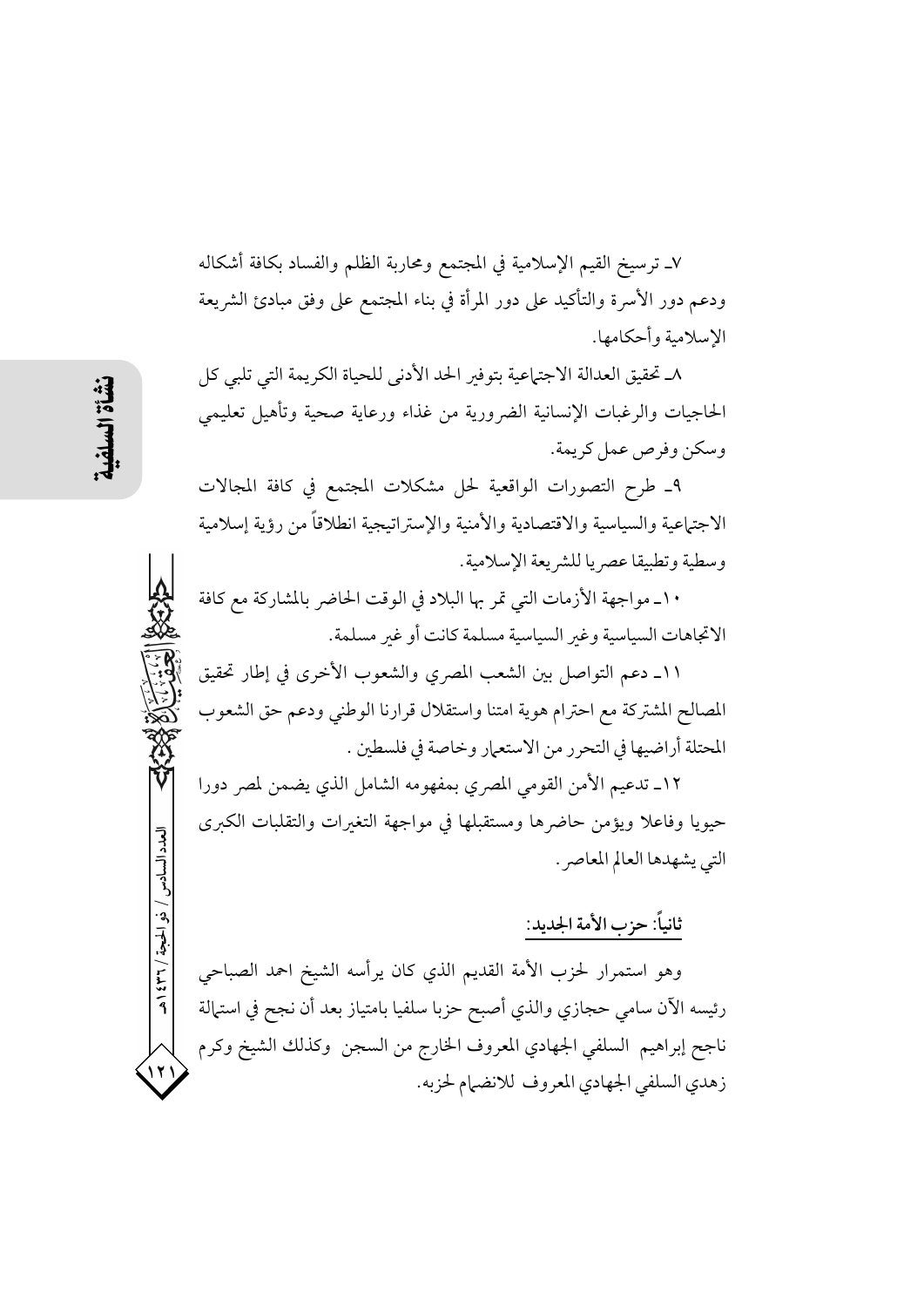٧ـ ترسيخ القيم الإسلامية في المجتمع ومحاربة الظلم والفساد بكافة أشكاله ودعم دور الأسرة والتأكيد على دور المرأة في بناء المجتمع على وفق مبادئ الشريعة الإسلامية وأحكامها.

٨ـ تحقيق العدالة الاجتماعية بتوفير الحد الأدنى للحياة الكريمة التي تلبي كل الحاجيات والرغبات الإنسانية الضرورية من غذاء ورعاية صحية وتأهيل تعليمي وسكن وفرص عمل كريمة.

٩ـ طرح التصورات الواقعية لحل مشكلات المجتمع في كافة المجالات الاجتماعية والسياسية والاقتصادية والأمنية والإستراتيجية انطلاقاً من رؤية إسلامية وسطية وتطبيقا عصريا للشريعة الإسلامية.

١٠ـ مواجهة الأزمات التي تمر بها البلاد في الوقت الحاضر بالمشاركة مع كافة الاتجاهات السياسية وغير السياسية مسلمة كانت أو غير مسلمة.

١١ـ دعم التواصل بين الشعب المصري والشعوب الأخرى في إطار تحقيق المصالح المشتركة مع احترام هوية امتنا واستقلال قرارنا الوطني ودعم حق الشعوب المحتلة أراضيها في التحرر من الاستعمار وخاصة في فلسطين .

١٢ـ تدعيم الأمن القومي المصري بمفهومه الشامل الذي يضمن لمصر دورا حيويا وفاعلا ويؤمن حاضرها ومستقبلها في مواجهة التغيرات والتقلبات الكبرى التي يشهدها العالم المعاصر.

## ثانياً: حزب الأمة الجديد:

وهو استمرار لحزب الأمة القديم الذي كان يرأسه الشيخ احمد الصباحي رئيسه الآن سامي حجازي والذي أصبح حزبا سلفيا بامتياز بعد أن نجح في استمالة ناجح إبراهيم السلفي الجهادي المعروف الخارج من السجن وكذلك الشيخ وكرم زهدي السلفي الجهادي المعروف للانضمام لحزبه.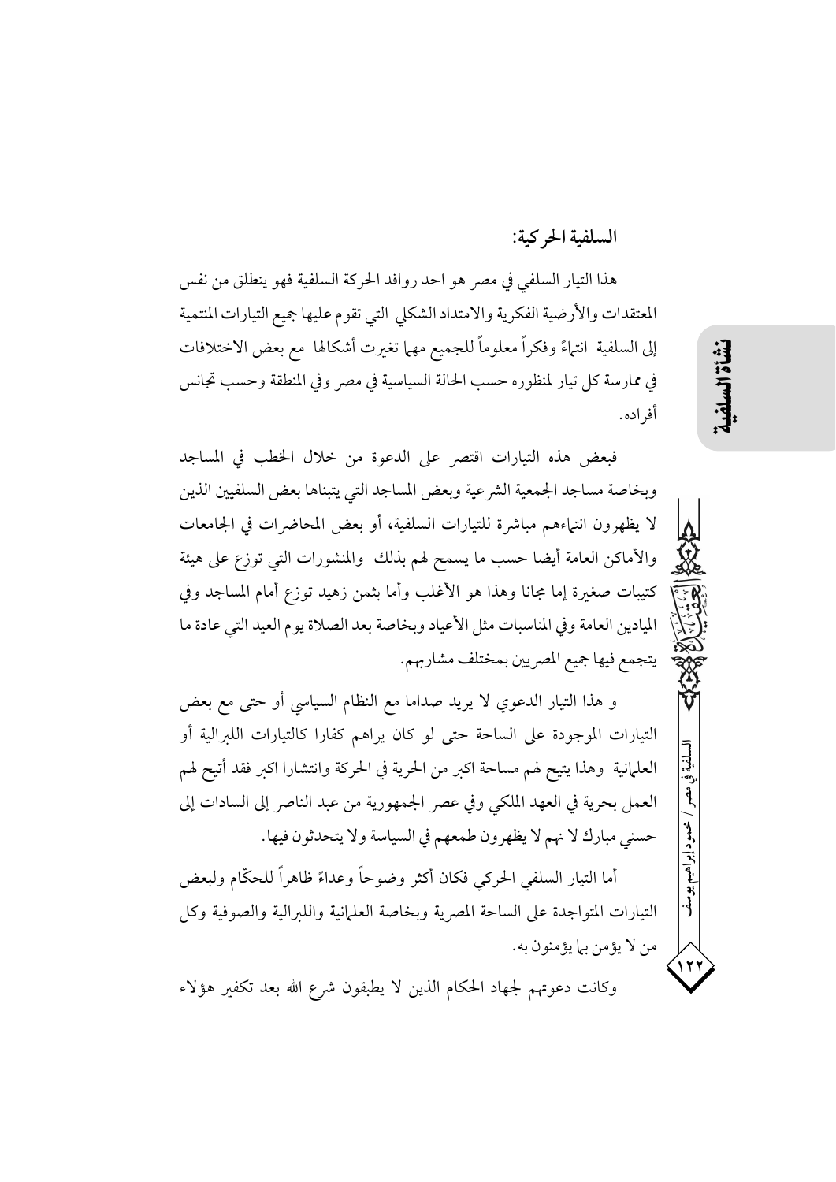### السلفية الحركية:

هذا التيار السلفي في مصر هو احد روافد الحركة السلفية فهو ينطلق من نفس المعتقدات والأرضية الفكرية والامتداد الشكلي التي تقوم عليها جميع التيارات المنتمية إلى السلفية انتماءً وفكراً معلوماً للجميع مهما تغيرت أشكالها مع بعض الاختلافات في ممارسة كل تيار لمنظوره حسب الحالة السياسية في مصر وفي المنطقة وحسب تجانس أفراده.

فبعض هذه التيارات اقتصر على الدعوة من خلال الخطب في المساجد وبخاصة مساجد الجمعية الشرعية وبعض المساجد التي يتبناها بعض السلفيين الذين لا يظهرون انتماءهم مباشرة للتيارات السلفية، أو بعض المحاضرات في الجامعات والأماكن العامة أيضا حسب ما يسمح لهم بذلك والمنشورات التي توزع على هيئة كتيبات صغيرة إما مجانا وهذا هو الأغلب وأما بثمن زهيد توزع أمام المساجد وفي الميادين العامة وفي المناسبات مثل الأعياد وبخاصة بعد الصلاة يوم العيد التي عادة ما يتجمع فيها جميع المصريين بمختلف مشاربهم.

و هذا التيار الدعوي لا يريد صداما مع النظام السياسي أو حتى مع بعض التيارات الموجودة على الساحة حتى لو كان يراهم كفارا كالتيارات اللبرالية أو العلمانية وهذا يتيح لهم مساحة اكبر من الحرية في الحركة وانتشارا اكبر فقد أتيح لهم العمل بحرية في العهد الملكي وفي عصر الجمهورية من عبد الناصر إلى السادات إلى حسني مبارك لا نهم لا يظهرون طمعهم في السياسة ولا يتحدثون فيها.

أما التيار السلفي الحركي فكان أكثر وضوحاً وعداءً ظاهراً للحكّام ولبعض التيارات المتواجدة على الساحة المصرية وبخاصة العلمانية واللبرالية والصوفية وكل من لا يؤمن بما يؤمنون به.

وكانت دعوتهم لجهاد الحكام الذين لا يطبقون شرع الله بعد تكفير هؤلاء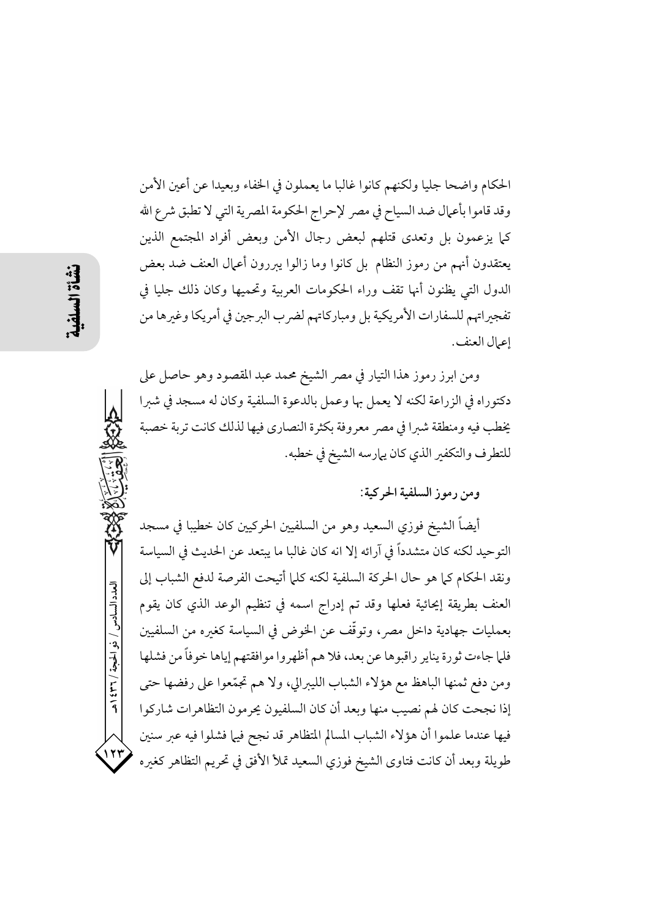الحكام واضحا جليا ولكنهم كانوا غالبا ما يعملون في الخفاء وبعيدا عن أعين الأمن وقد قاموا بأعمال ضد السياح في مصر لإحراج الحكومة المصرية التي لا تطبق شرع الله كما يزعمون بل وتعدى قتلهم لبعض رجال الأمن وبعض أفراد المجتمع الذين يعتقدون أنهم من رموز النظام بل كانوا وما زالوا يبررون أعمال العنف ضد بعض الدول التي يظنون أنها تقف وراء الحكومات العربية وتحميها وكان ذلك جليا في تفجيراتهم للسفارات الأمريكية بل ومباركاتهم لضرب البرجين في أمريكا وغيرها من إعمال العنف.

ومن ابرز رموز هذا التيار في مصر الشيخ محمد عبد المقصود وهو حاصل على دكتوراه في الزراعة لكنه لا يعمل بها وعمل بالدعوة السلفية وكان له مسجد في شبرا يخطب فيه ومنطقة شبرا في مصر معروفة بكثرة النصارى فيها لذلك كانت تربة خصبة للتطرف والتكفير الذي كان يمارسه الشيخ في خطبه.

**ومن رموز السلفية الحركية:**

أيضاً الشيخ فوزي السعيد وهو من السلفيين الحركيين كان خطيبا في مسجد التوحيد لكنه كان متشدداً في آرائه إلا انه كان غالبا ما يبتعد عن الحديث في السياسة ونقد الحكام كما هو حال الحركة السلفية لكنه كلما أتيحت الفرصة لدفع الشباب إلى العنف بطريقة إيحائية فعلها وقد تم إدراج اسمه في تنظيم الوعد الذي كان يقوم بعمليات جهادية داخل مصر، وتوقّف عن الخوض في السياسة كغيره من السلفيين فلما جاءت ثورة يناير راقبوها عن بعد، فلا هم أظهروا موافقتهم إياها خوفاً من فشلها ومن دفع ثمنها الباهظ مع هؤلاء الشباب الليبرالي، ولا هم تجمّعوا على رفضها حتى إذا نجحت كان لهم نصيب منها وبعد أن كان السلفيون يحرمون التظاهرات شاركوا فيها عندما علموا أن هؤلاء الشباب المسالم المتظاهر قد نجح فيما فشلوا فيه عبر سنين طويلة وبعد أن كانت فتاوى الشيخ فوزي السعيد تملأ الأفق في تحريم التظاهر كغيره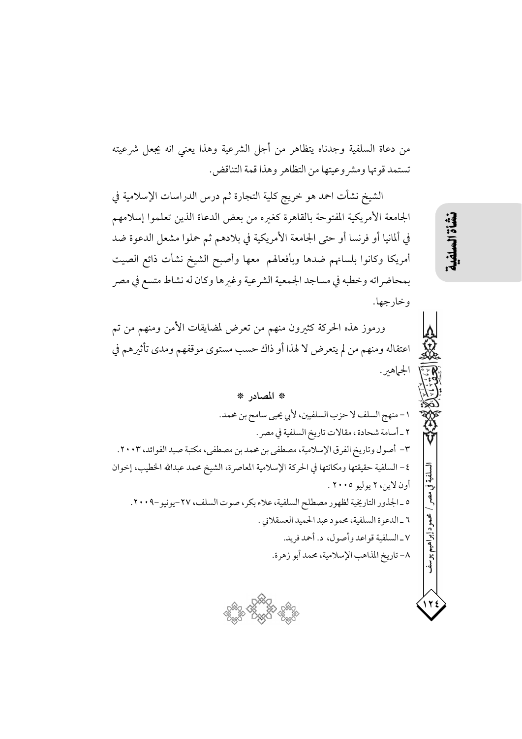من دعاة السلفية وجدناه يتظاهر من أجل الشرعية وهذا يعني انه يجعل شرعيته تستمد قوتها ومشروعيتها من التظاهر وهذا قمة التناقض.

الشيخ نشأت احمد هو خريج كلية التجارة ثم درس الدراسات الإسلامية في الجامعة الأمريكية المفتوحة بالقاهرة كغيره من بعض الدعاة الذين تعلموا إسلامهم في ألمانيا أو فرنسا أو حتى الجامعة الأمريكية في بلادهم ثم حملوا مشعل الدعوة ضد أمريكا وكانوا بلسانهم ضدها وبأفعالهم معها وأصبح الشيخ نشأت ذائع الصيت بمحاضراته وخطبه في مساجد الجمعية الشرعية وغيرها وكان له نشاط متسع في مصر وخارجها.

ورموز هذه الحركة كثيرون منهم من تعرض لمضايقات الأمن ومنهم من تم اعتقاله ومنهم من لم يتعرض لا لهذا أو ذاك حسب مستوى موقفهم ومدى تأثيرهم في الجماهير.

### * المصادر *

١- منهج السلف لا حزب السلفيين، لأبي يحيى سامح بن محمد.

٢ ـ أسامة شحادة ، مقالات تاريخ السلفية في مصر.

٣- أصول وتاريخ الفرق الإسلامية، مصطفى بن محمد بن مصطفى، مكتبة صيد الفوائد، ٢٠٠٣.

٤- السلفية حقيقتها ومكانتها في الحركة الإسلامية المعاصرة، الشيخ محمد عبدالله الخطيب، إخوان أون لاين، ٢ يوليو ٢٠٠٥.

٥ ـ الجذور التاريخية لظهور مصطلح السلفية، علاء بكر، صوت السلف، ٢٧-يونيو-٢٠٠٩.

٦ ـ الدعوة السلفية، محمود عبد الحميد العسقلاني.

٧ ـ السلفية قواعد وأصول، د. أحمد فريد.

٨- تاريخ المذاهب الإسلامية، محمد أبو زهرة.